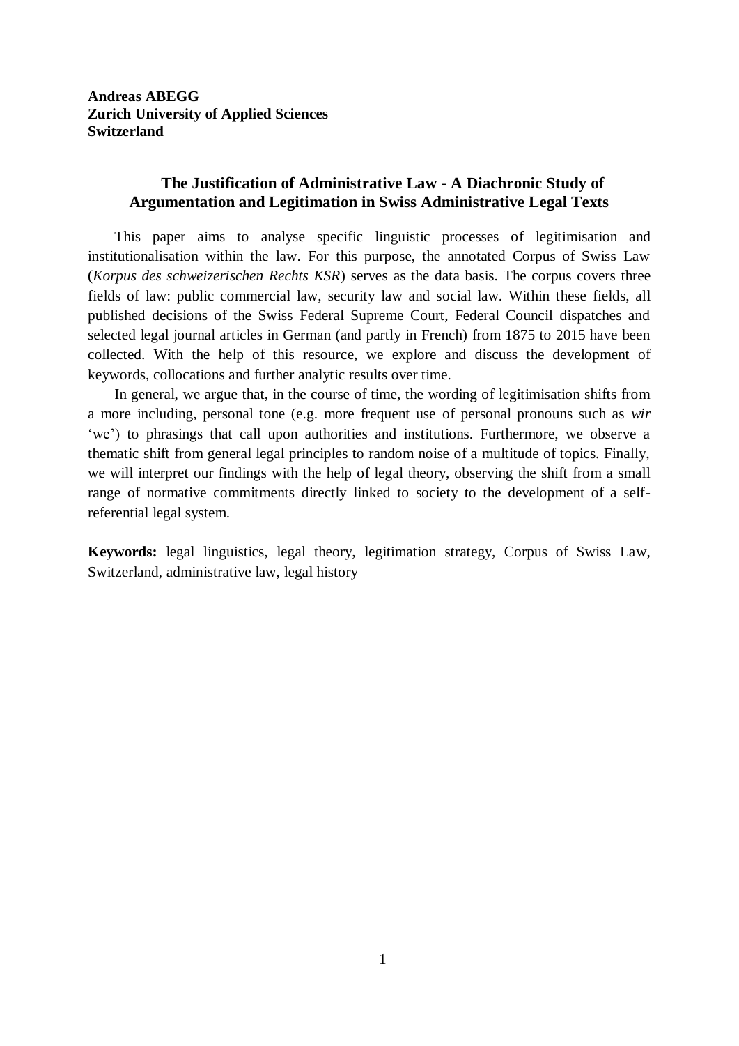**Andreas ABEGG**
**Zurich University of Applied Sciences**
**Switzerland**

# The Justification of Administrative Law - A Diachronic Study of Argumentation and Legitimation in Swiss Administrative Legal Texts

This paper aims to analyse specific linguistic processes of legitimisation and institutionalisation within the law. For this purpose, the annotated Corpus of Swiss Law (*Korpus des schweizerischen Rechts KSR*) serves as the data basis. The corpus covers three fields of law: public commercial law, security law and social law. Within these fields, all published decisions of the Swiss Federal Supreme Court, Federal Council dispatches and selected legal journal articles in German (and partly in French) from 1875 to 2015 have been collected. With the help of this resource, we explore and discuss the development of keywords, collocations and further analytic results over time.

In general, we argue that, in the course of time, the wording of legitimisation shifts from a more including, personal tone (e.g. more frequent use of personal pronouns such as *wir* 'we') to phrasings that call upon authorities and institutions. Furthermore, we observe a thematic shift from general legal principles to random noise of a multitude of topics. Finally, we will interpret our findings with the help of legal theory, observing the shift from a small range of normative commitments directly linked to society to the development of a self-referential legal system.

**Keywords:** legal linguistics, legal theory, legitimation strategy, Corpus of Swiss Law, Switzerland, administrative law, legal history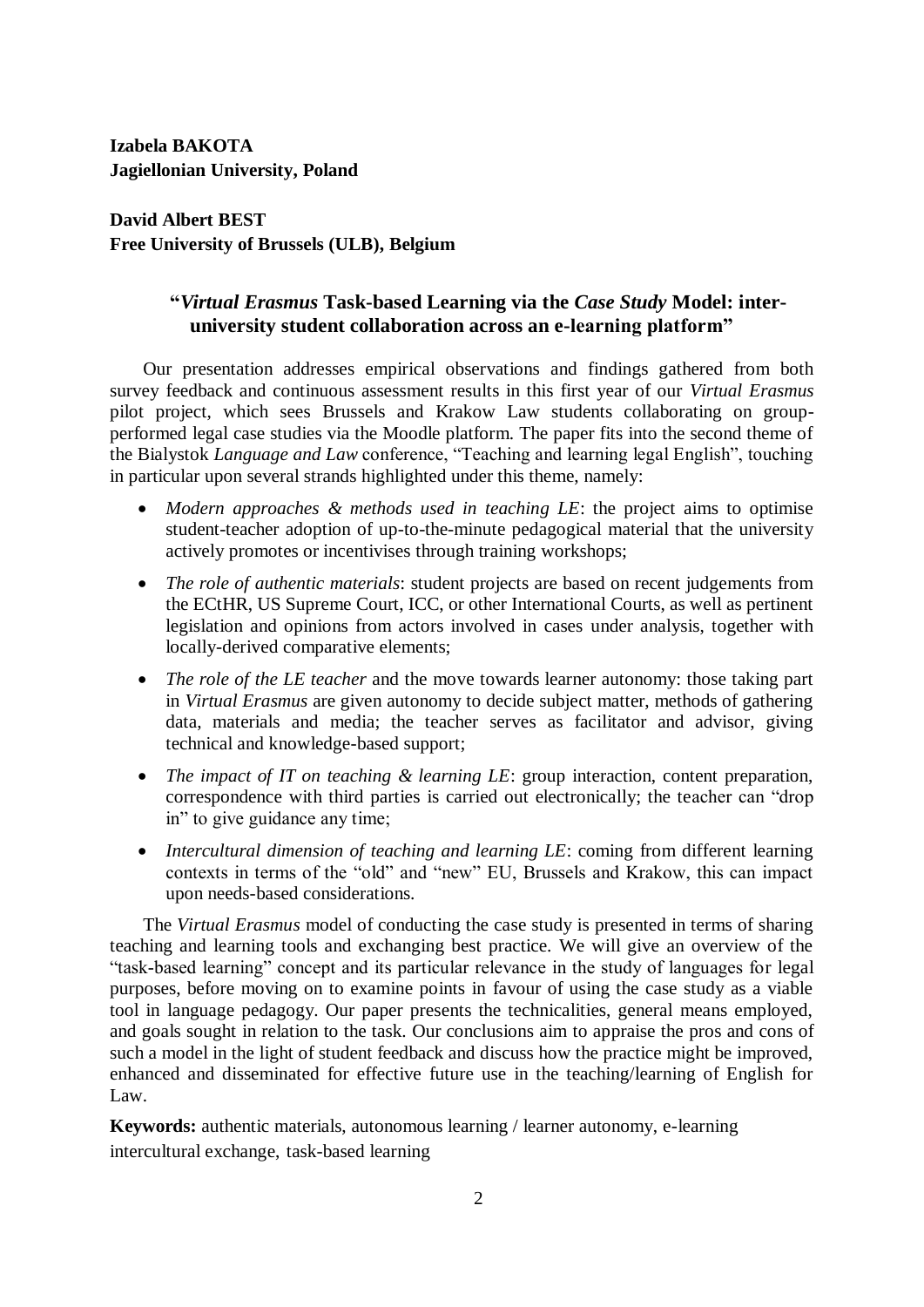**Izabela BAKOTA**
**Jagiellonian University, Poland**

**David Albert BEST**
**Free University of Brussels (ULB), Belgium**

## "*Virtual Erasmus* Task-based Learning via the *Case Study* Model: inter-university student collaboration across an e-learning platform"

Our presentation addresses empirical observations and findings gathered from both survey feedback and continuous assessment results in this first year of our *Virtual Erasmus* pilot project, which sees Brussels and Krakow Law students collaborating on group-performed legal case studies via the Moodle platform. The paper fits into the second theme of the Bialystok *Language and Law* conference, "Teaching and learning legal English", touching in particular upon several strands highlighted under this theme, namely:

- *Modern approaches & methods used in teaching LE*: the project aims to optimise student-teacher adoption of up-to-the-minute pedagogical material that the university actively promotes or incentivises through training workshops;
- *The role of authentic materials*: student projects are based on recent judgements from the ECtHR, US Supreme Court, ICC, or other International Courts, as well as pertinent legislation and opinions from actors involved in cases under analysis, together with locally-derived comparative elements;
- *The role of the LE teacher* and the move towards learner autonomy: those taking part in *Virtual Erasmus* are given autonomy to decide subject matter, methods of gathering data, materials and media; the teacher serves as facilitator and advisor, giving technical and knowledge-based support;
- *The impact of IT on teaching & learning LE*: group interaction, content preparation, correspondence with third parties is carried out electronically; the teacher can "drop in" to give guidance any time;
- *Intercultural dimension of teaching and learning LE*: coming from different learning contexts in terms of the "old" and "new" EU, Brussels and Krakow, this can impact upon needs-based considerations.

The *Virtual Erasmus* model of conducting the case study is presented in terms of sharing teaching and learning tools and exchanging best practice. We will give an overview of the "task-based learning" concept and its particular relevance in the study of languages for legal purposes, before moving on to examine points in favour of using the case study as a viable tool in language pedagogy. Our paper presents the technicalities, general means employed, and goals sought in relation to the task. Our conclusions aim to appraise the pros and cons of such a model in the light of student feedback and discuss how the practice might be improved, enhanced and disseminated for effective future use in the teaching/learning of English for Law.

**Keywords:** authentic materials, autonomous learning / learner autonomy, e-learning intercultural exchange, task-based learning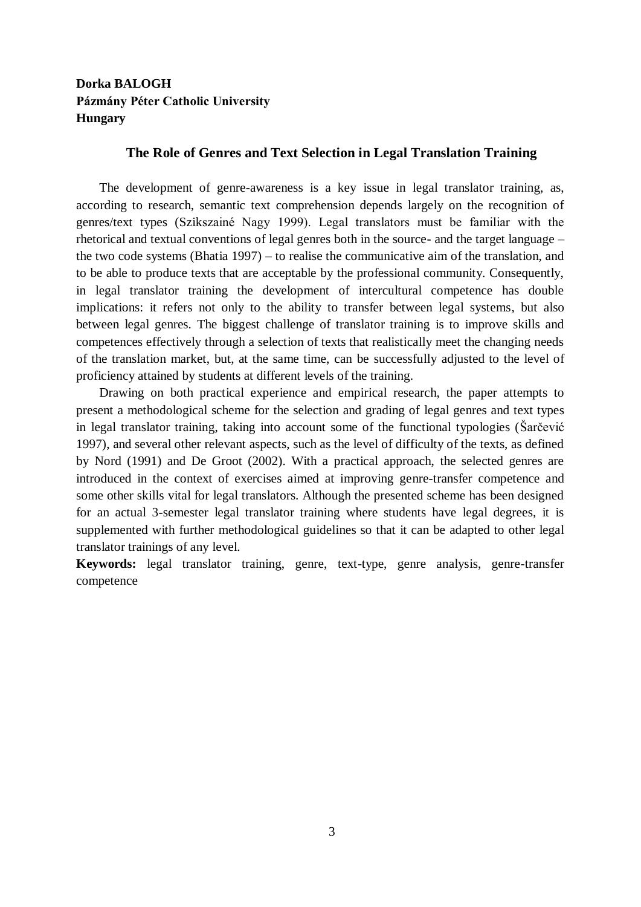**Dorka BALOGH**
**Pázmány Péter Catholic University**
**Hungary**

### The Role of Genres and Text Selection in Legal Translation Training

The development of genre-awareness is a key issue in legal translator training, as, according to research, semantic text comprehension depends largely on the recognition of genres/text types (Szikszainé Nagy 1999). Legal translators must be familiar with the rhetorical and textual conventions of legal genres both in the source- and the target language – the two code systems (Bhatia 1997) – to realise the communicative aim of the translation, and to be able to produce texts that are acceptable by the professional community. Consequently, in legal translator training the development of intercultural competence has double implications: it refers not only to the ability to transfer between legal systems, but also between legal genres. The biggest challenge of translator training is to improve skills and competences effectively through a selection of texts that realistically meet the changing needs of the translation market, but, at the same time, can be successfully adjusted to the level of proficiency attained by students at different levels of the training.

Drawing on both practical experience and empirical research, the paper attempts to present a methodological scheme for the selection and grading of legal genres and text types in legal translator training, taking into account some of the functional typologies (Šarčević 1997), and several other relevant aspects, such as the level of difficulty of the texts, as defined by Nord (1991) and De Groot (2002). With a practical approach, the selected genres are introduced in the context of exercises aimed at improving genre-transfer competence and some other skills vital for legal translators. Although the presented scheme has been designed for an actual 3-semester legal translator training where students have legal degrees, it is supplemented with further methodological guidelines so that it can be adapted to other legal translator trainings of any level.

**Keywords:** legal translator training, genre, text-type, genre analysis, genre-transfer competence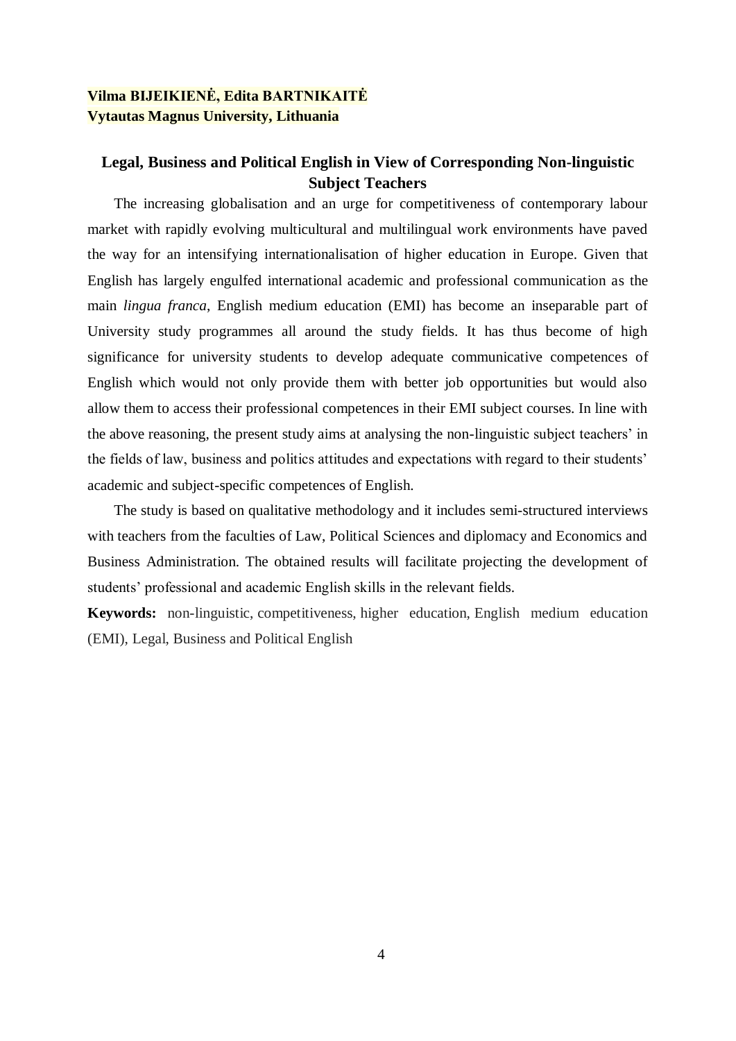**Vilma BIJEIKIENĖ, Edita BARTNIKAITĖ**
**Vytautas Magnus University, Lithuania**

## Legal, Business and Political English in View of Corresponding Non-linguistic Subject Teachers

The increasing globalisation and an urge for competitiveness of contemporary labour market with rapidly evolving multicultural and multilingual work environments have paved the way for an intensifying internationalisation of higher education in Europe. Given that English has largely engulfed international academic and professional communication as the main *lingua franca*, English medium education (EMI) has become an inseparable part of University study programmes all around the study fields. It has thus become of high significance for university students to develop adequate communicative competences of English which would not only provide them with better job opportunities but would also allow them to access their professional competences in their EMI subject courses. In line with the above reasoning, the present study aims at analysing the non-linguistic subject teachers' in the fields of law, business and politics attitudes and expectations with regard to their students' academic and subject-specific competences of English.

The study is based on qualitative methodology and it includes semi-structured interviews with teachers from the faculties of Law, Political Sciences and diplomacy and Economics and Business Administration. The obtained results will facilitate projecting the development of students' professional and academic English skills in the relevant fields.

**Keywords:** non-linguistic, competitiveness, higher education, English medium education (EMI), Legal, Business and Political English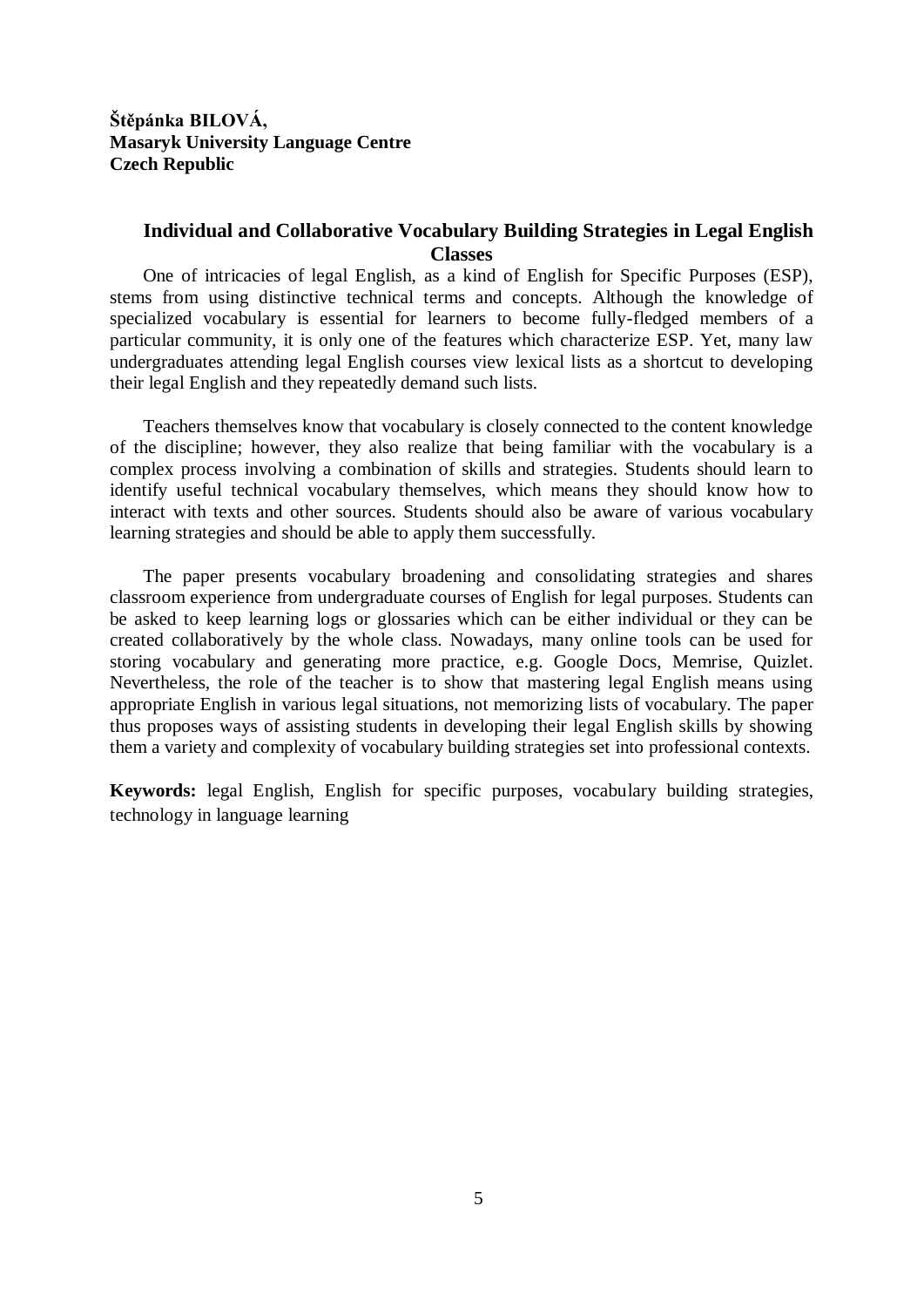**Štěpánka BILOVÁ,**
**Masaryk University Language Centre**
**Czech Republic**

## Individual and Collaborative Vocabulary Building Strategies in Legal English Classes

One of intricacies of legal English, as a kind of English for Specific Purposes (ESP), stems from using distinctive technical terms and concepts. Although the knowledge of specialized vocabulary is essential for learners to become fully-fledged members of a particular community, it is only one of the features which characterize ESP. Yet, many law undergraduates attending legal English courses view lexical lists as a shortcut to developing their legal English and they repeatedly demand such lists.

Teachers themselves know that vocabulary is closely connected to the content knowledge of the discipline; however, they also realize that being familiar with the vocabulary is a complex process involving a combination of skills and strategies. Students should learn to identify useful technical vocabulary themselves, which means they should know how to interact with texts and other sources. Students should also be aware of various vocabulary learning strategies and should be able to apply them successfully.

The paper presents vocabulary broadening and consolidating strategies and shares classroom experience from undergraduate courses of English for legal purposes. Students can be asked to keep learning logs or glossaries which can be either individual or they can be created collaboratively by the whole class. Nowadays, many online tools can be used for storing vocabulary and generating more practice, e.g. Google Docs, Memrise, Quizlet. Nevertheless, the role of the teacher is to show that mastering legal English means using appropriate English in various legal situations, not memorizing lists of vocabulary. The paper thus proposes ways of assisting students in developing their legal English skills by showing them a variety and complexity of vocabulary building strategies set into professional contexts.

**Keywords:** legal English, English for specific purposes, vocabulary building strategies, technology in language learning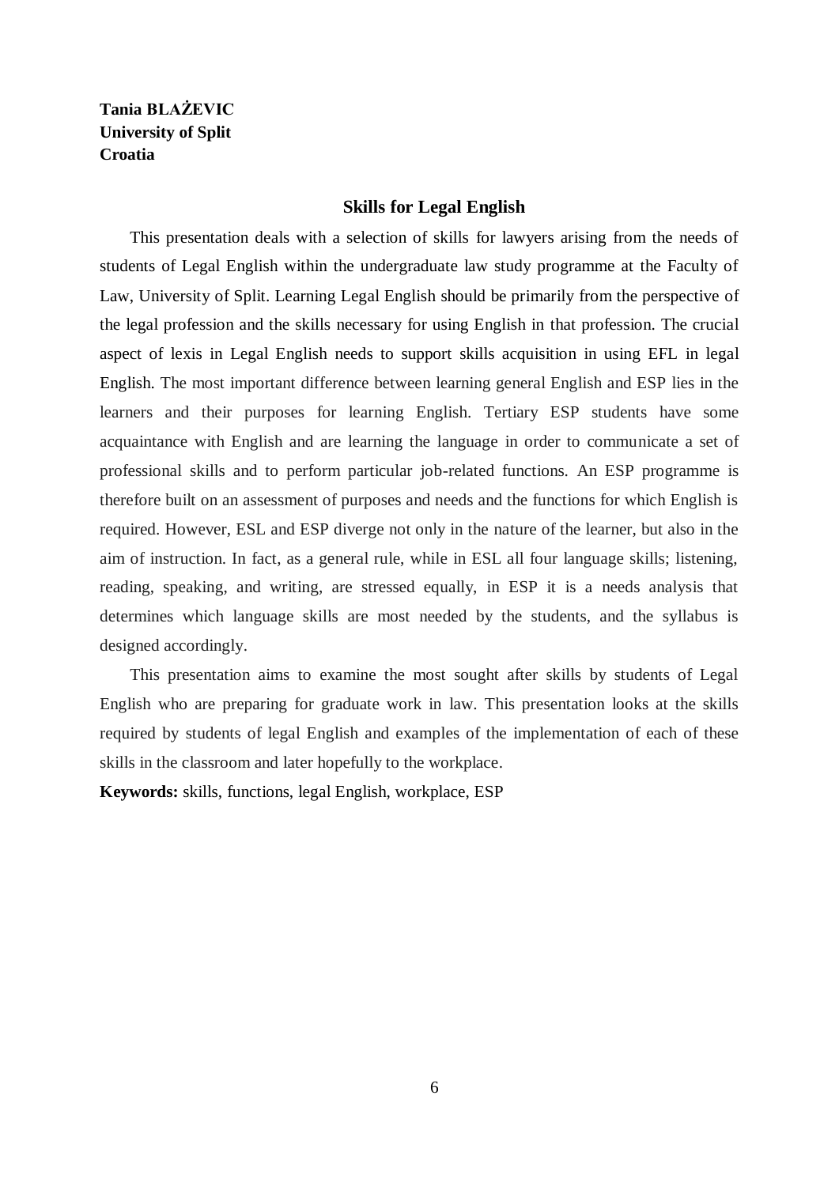**Tania BLAŻEVIC**
**University of Split**
**Croatia**

## Skills for Legal English

This presentation deals with a selection of skills for lawyers arising from the needs of students of Legal English within the undergraduate law study programme at the Faculty of Law, University of Split. Learning Legal English should be primarily from the perspective of the legal profession and the skills necessary for using English in that profession. The crucial aspect of lexis in Legal English needs to support skills acquisition in using EFL in legal English. The most important difference between learning general English and ESP lies in the learners and their purposes for learning English. Tertiary ESP students have some acquaintance with English and are learning the language in order to communicate a set of professional skills and to perform particular job-related functions. An ESP programme is therefore built on an assessment of purposes and needs and the functions for which English is required. However, ESL and ESP diverge not only in the nature of the learner, but also in the aim of instruction. In fact, as a general rule, while in ESL all four language skills; listening, reading, speaking, and writing, are stressed equally, in ESP it is a needs analysis that determines which language skills are most needed by the students, and the syllabus is designed accordingly.

This presentation aims to examine the most sought after skills by students of Legal English who are preparing for graduate work in law. This presentation looks at the skills required by students of legal English and examples of the implementation of each of these skills in the classroom and later hopefully to the workplace.

**Keywords:** skills, functions, legal English, workplace, ESP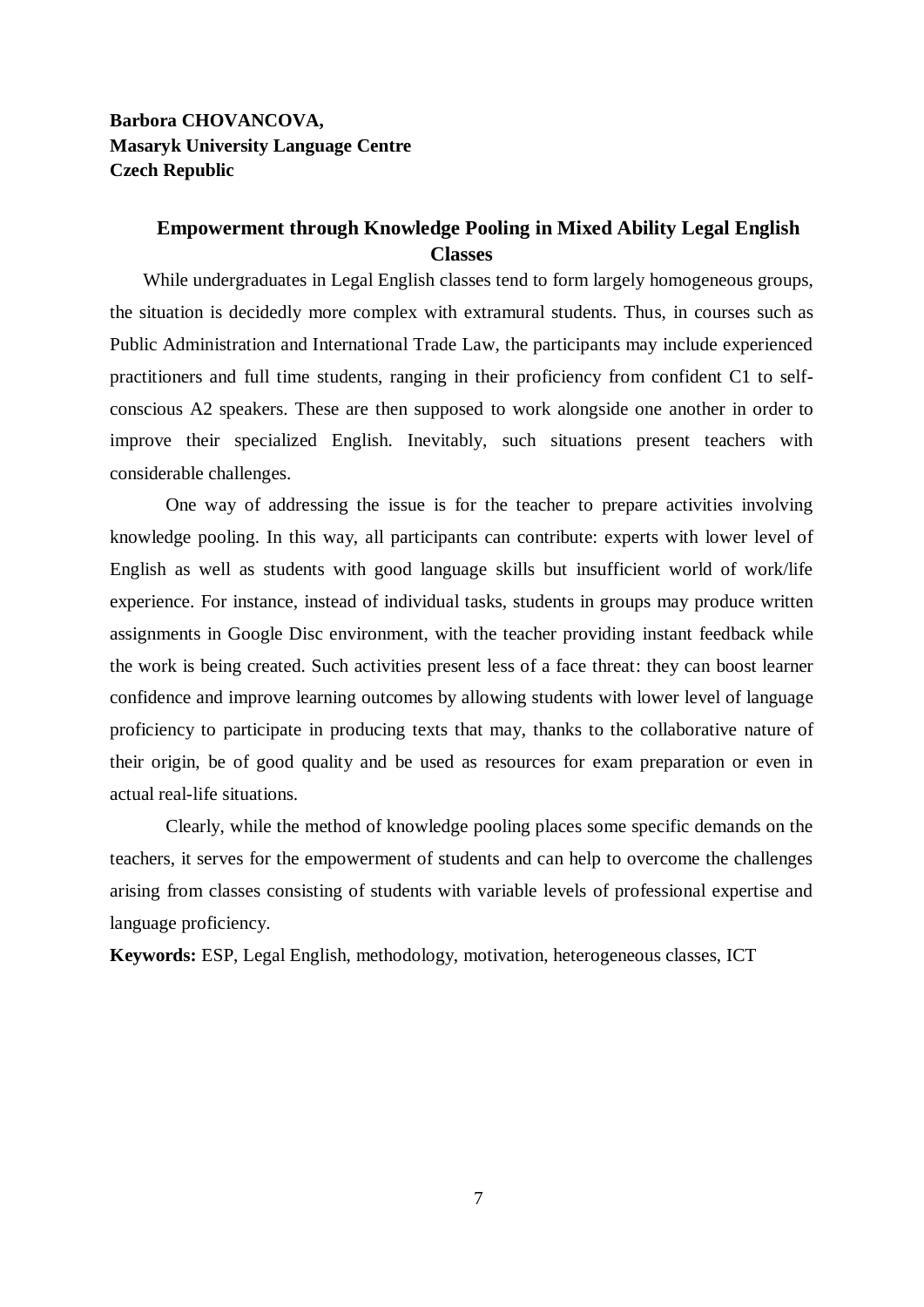**Barbora CHOVANCOVA,**
**Masaryk University Language Centre**
**Czech Republic**

## Empowerment through Knowledge Pooling in Mixed Ability Legal English Classes

While undergraduates in Legal English classes tend to form largely homogeneous groups, the situation is decidedly more complex with extramural students. Thus, in courses such as Public Administration and International Trade Law, the participants may include experienced practitioners and full time students, ranging in their proficiency from confident C1 to self-conscious A2 speakers. These are then supposed to work alongside one another in order to improve their specialized English. Inevitably, such situations present teachers with considerable challenges.

One way of addressing the issue is for the teacher to prepare activities involving knowledge pooling. In this way, all participants can contribute: experts with lower level of English as well as students with good language skills but insufficient world of work/life experience. For instance, instead of individual tasks, students in groups may produce written assignments in Google Disc environment, with the teacher providing instant feedback while the work is being created. Such activities present less of a face threat: they can boost learner confidence and improve learning outcomes by allowing students with lower level of language proficiency to participate in producing texts that may, thanks to the collaborative nature of their origin, be of good quality and be used as resources for exam preparation or even in actual real-life situations.

Clearly, while the method of knowledge pooling places some specific demands on the teachers, it serves for the empowerment of students and can help to overcome the challenges arising from classes consisting of students with variable levels of professional expertise and language proficiency.

**Keywords:** ESP, Legal English, methodology, motivation, heterogeneous classes, ICT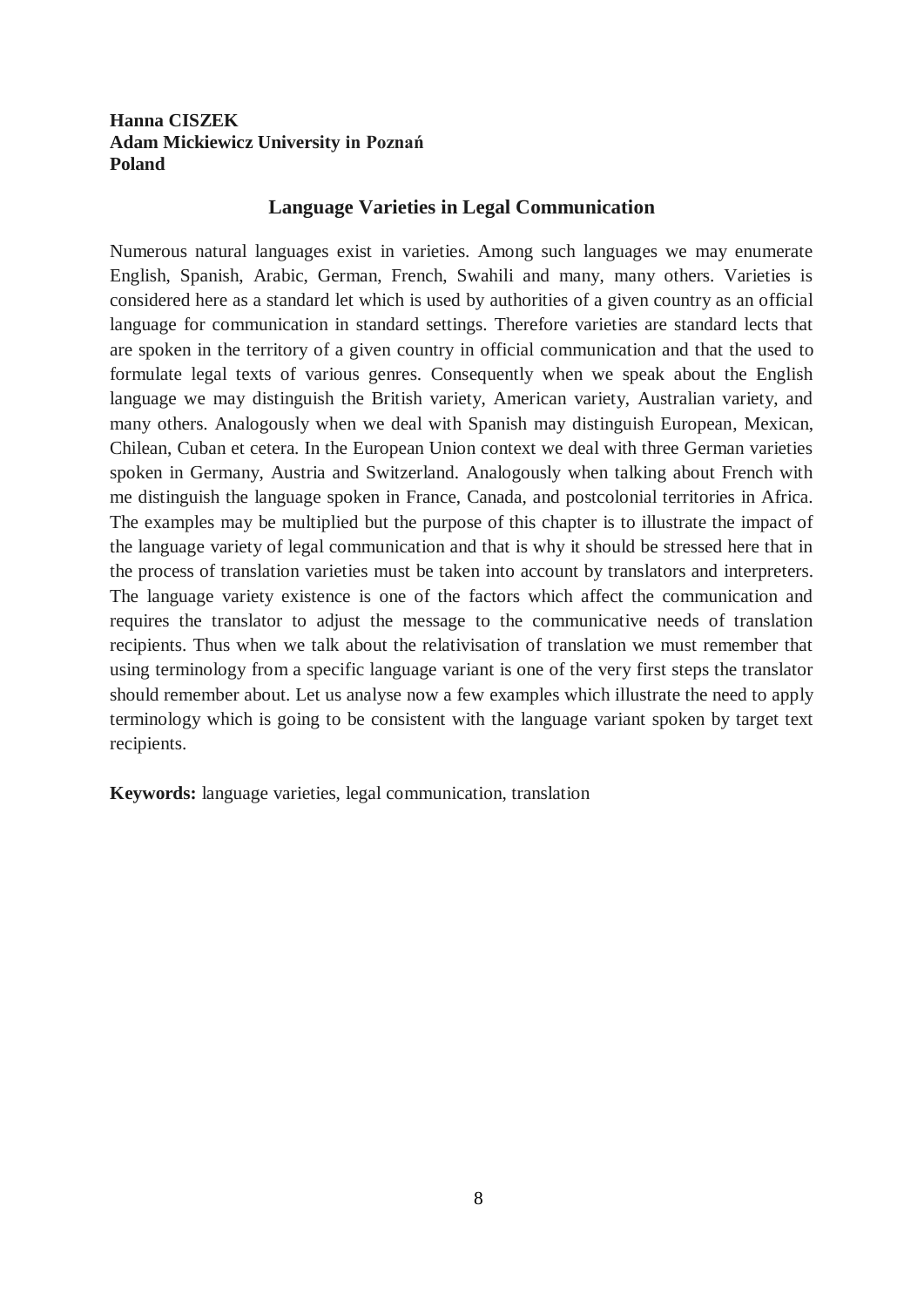**Hanna CISZEK**
**Adam Mickiewicz University in Poznań**
**Poland**

## Language Varieties in Legal Communication

Numerous natural languages exist in varieties. Among such languages we may enumerate English, Spanish, Arabic, German, French, Swahili and many, many others. Varieties is considered here as a standard let which is used by authorities of a given country as an official language for communication in standard settings. Therefore varieties are standard lects that are spoken in the territory of a given country in official communication and that the used to formulate legal texts of various genres. Consequently when we speak about the English language we may distinguish the British variety, American variety, Australian variety, and many others. Analogously when we deal with Spanish may distinguish European, Mexican, Chilean, Cuban et cetera. In the European Union context we deal with three German varieties spoken in Germany, Austria and Switzerland. Analogously when talking about French with me distinguish the language spoken in France, Canada, and postcolonial territories in Africa. The examples may be multiplied but the purpose of this chapter is to illustrate the impact of the language variety of legal communication and that is why it should be stressed here that in the process of translation varieties must be taken into account by translators and interpreters. The language variety existence is one of the factors which affect the communication and requires the translator to adjust the message to the communicative needs of translation recipients. Thus when we talk about the relativisation of translation we must remember that using terminology from a specific language variant is one of the very first steps the translator should remember about. Let us analyse now a few examples which illustrate the need to apply terminology which is going to be consistent with the language variant spoken by target text recipients.

**Keywords:** language varieties, legal communication, translation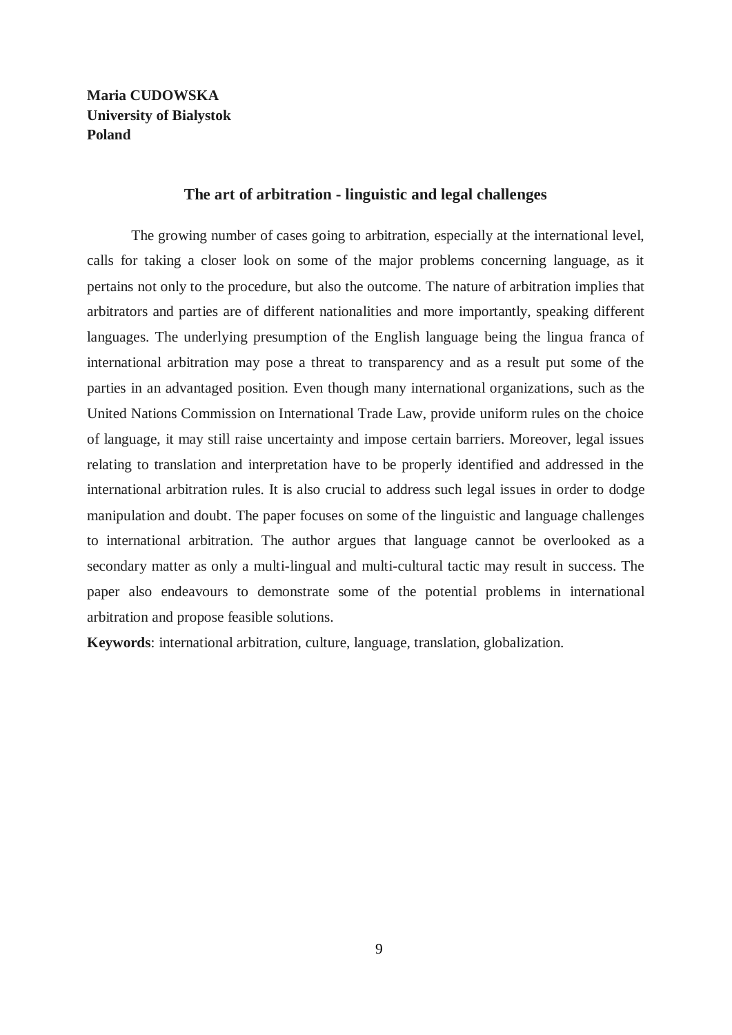**Maria CUDOWSKA**
**University of Bialystok**
**Poland**

## The art of arbitration - linguistic and legal challenges

The growing number of cases going to arbitration, especially at the international level, calls for taking a closer look on some of the major problems concerning language, as it pertains not only to the procedure, but also the outcome. The nature of arbitration implies that arbitrators and parties are of different nationalities and more importantly, speaking different languages. The underlying presumption of the English language being the lingua franca of international arbitration may pose a threat to transparency and as a result put some of the parties in an advantaged position. Even though many international organizations, such as the United Nations Commission on International Trade Law, provide uniform rules on the choice of language, it may still raise uncertainty and impose certain barriers. Moreover, legal issues relating to translation and interpretation have to be properly identified and addressed in the international arbitration rules. It is also crucial to address such legal issues in order to dodge manipulation and doubt. The paper focuses on some of the linguistic and language challenges to international arbitration. The author argues that language cannot be overlooked as a secondary matter as only a multi-lingual and multi-cultural tactic may result in success. The paper also endeavours to demonstrate some of the potential problems in international arbitration and propose feasible solutions.

**Keywords**: international arbitration, culture, language, translation, globalization.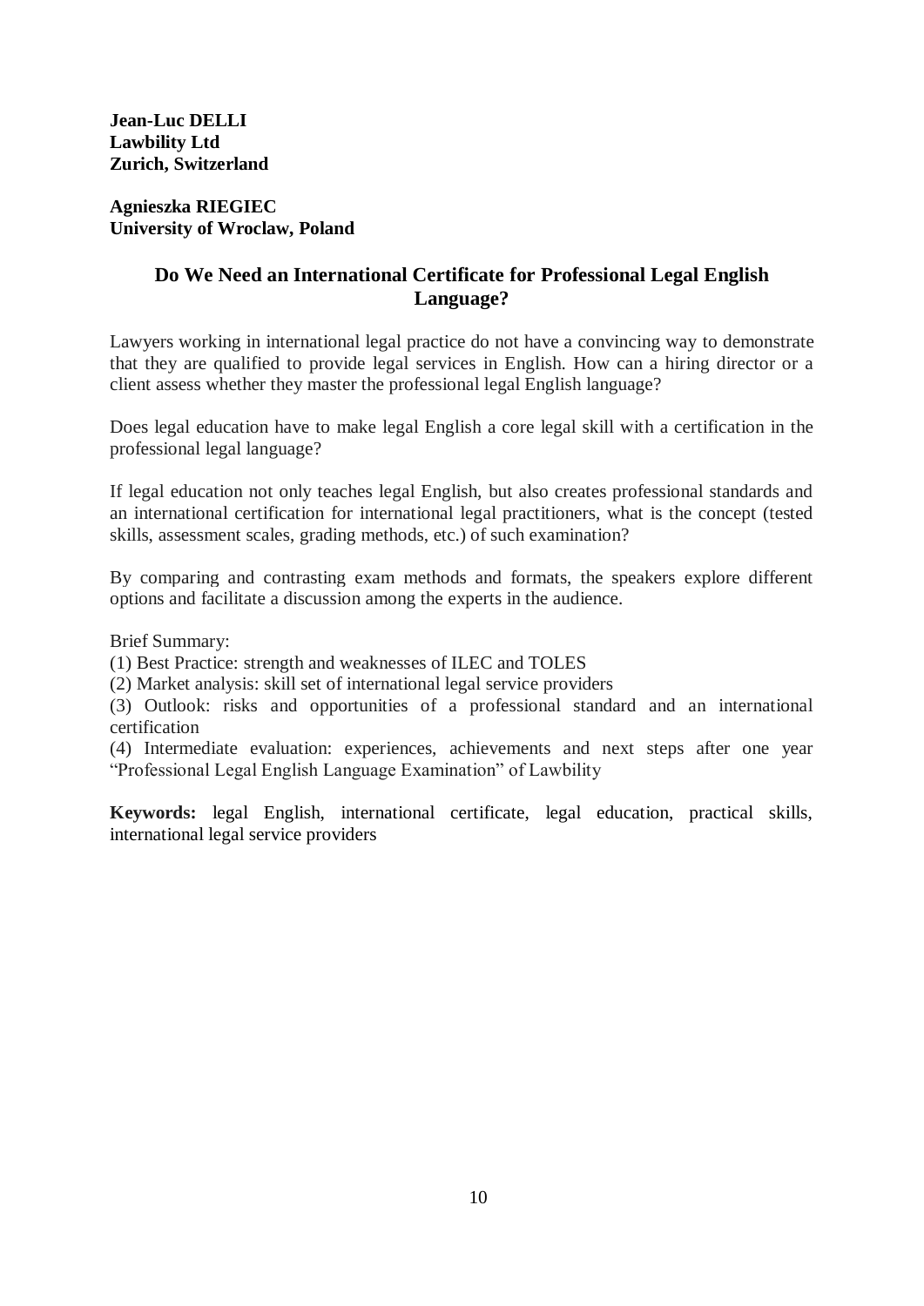**Jean-Luc DELLI**
**Lawbility Ltd**
**Zurich, Switzerland**

**Agnieszka RIEGIEC**
**University of Wroclaw, Poland**

## Do We Need an International Certificate for Professional Legal English Language?

Lawyers working in international legal practice do not have a convincing way to demonstrate that they are qualified to provide legal services in English. How can a hiring director or a client assess whether they master the professional legal English language?

Does legal education have to make legal English a core legal skill with a certification in the professional legal language?

If legal education not only teaches legal English, but also creates professional standards and an international certification for international legal practitioners, what is the concept (tested skills, assessment scales, grading methods, etc.) of such examination?

By comparing and contrasting exam methods and formats, the speakers explore different options and facilitate a discussion among the experts in the audience.

Brief Summary:
(1) Best Practice: strength and weaknesses of ILEC and TOLES
(2) Market analysis: skill set of international legal service providers
(3) Outlook: risks and opportunities of a professional standard and an international certification
(4) Intermediate evaluation: experiences, achievements and next steps after one year "Professional Legal English Language Examination" of Lawbility

**Keywords:** legal English, international certificate, legal education, practical skills, international legal service providers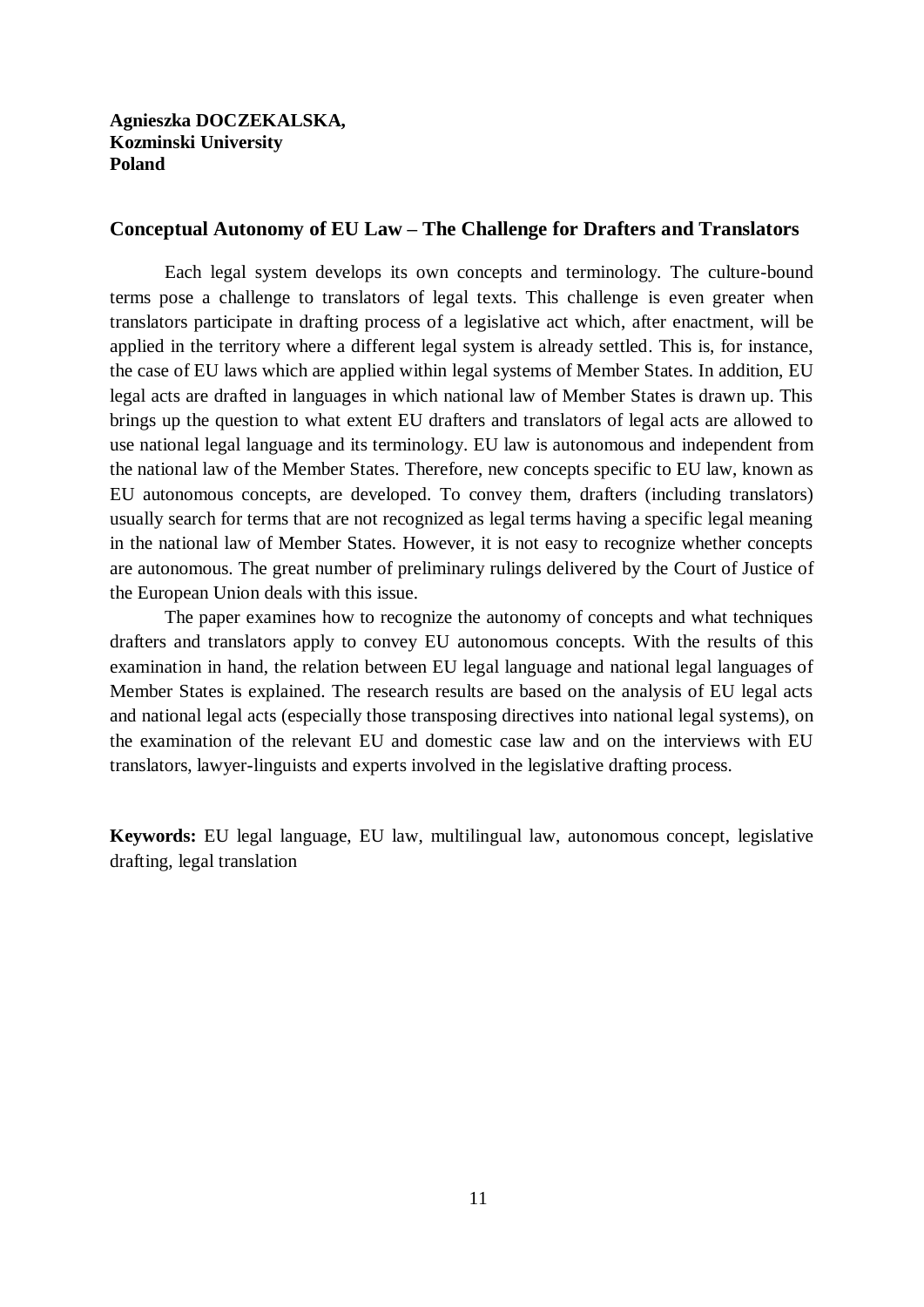**Agnieszka DOCZEKALSKA,**
**Kozminski University**
**Poland**

## Conceptual Autonomy of EU Law – The Challenge for Drafters and Translators

Each legal system develops its own concepts and terminology. The culture-bound terms pose a challenge to translators of legal texts. This challenge is even greater when translators participate in drafting process of a legislative act which, after enactment, will be applied in the territory where a different legal system is already settled. This is, for instance, the case of EU laws which are applied within legal systems of Member States. In addition, EU legal acts are drafted in languages in which national law of Member States is drawn up. This brings up the question to what extent EU drafters and translators of legal acts are allowed to use national legal language and its terminology. EU law is autonomous and independent from the national law of the Member States. Therefore, new concepts specific to EU law, known as EU autonomous concepts, are developed. To convey them, drafters (including translators) usually search for terms that are not recognized as legal terms having a specific legal meaning in the national law of Member States. However, it is not easy to recognize whether concepts are autonomous. The great number of preliminary rulings delivered by the Court of Justice of the European Union deals with this issue.

The paper examines how to recognize the autonomy of concepts and what techniques drafters and translators apply to convey EU autonomous concepts. With the results of this examination in hand, the relation between EU legal language and national legal languages of Member States is explained. The research results are based on the analysis of EU legal acts and national legal acts (especially those transposing directives into national legal systems), on the examination of the relevant EU and domestic case law and on the interviews with EU translators, lawyer-linguists and experts involved in the legislative drafting process.

**Keywords:** EU legal language, EU law, multilingual law, autonomous concept, legislative drafting, legal translation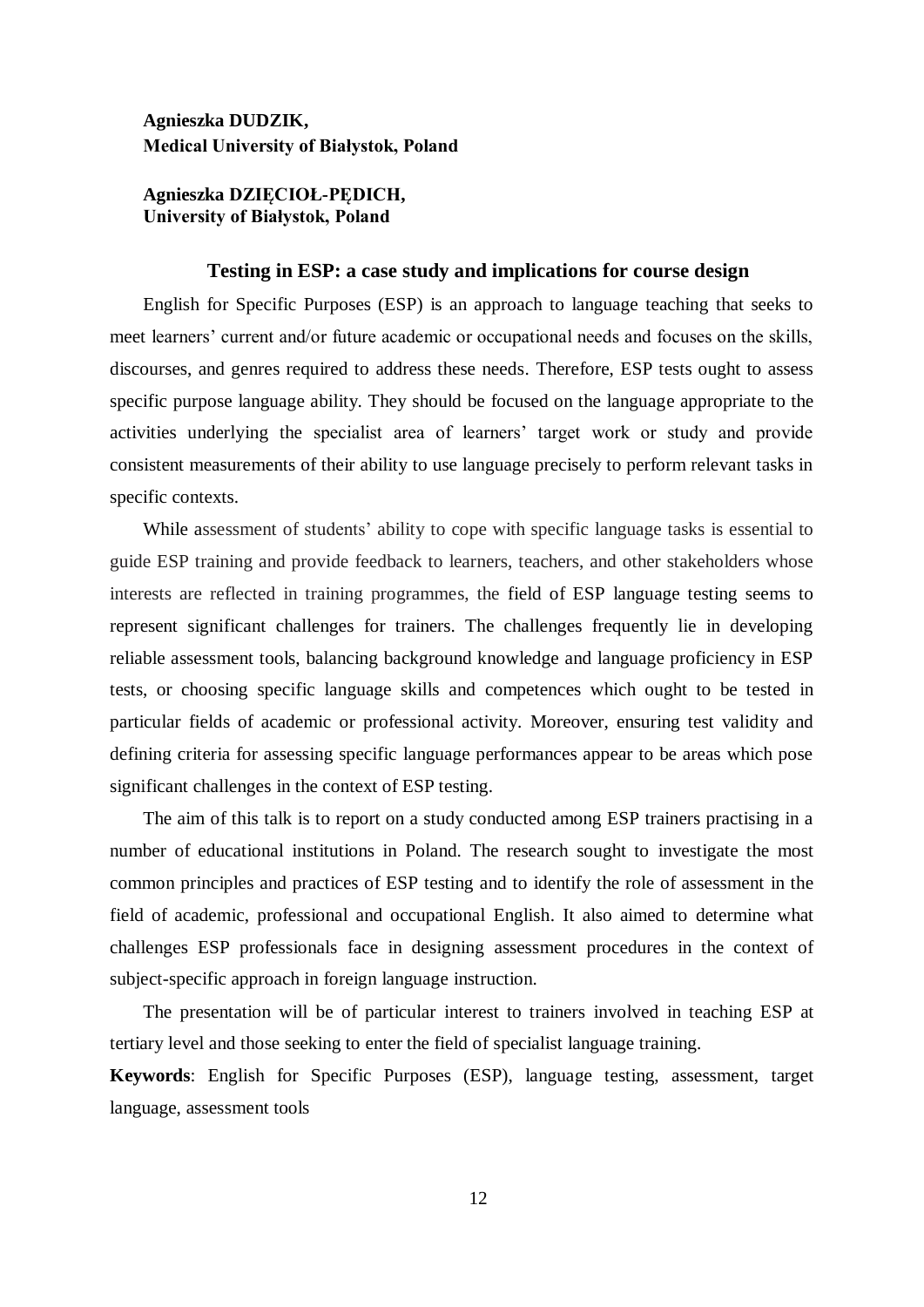**Agnieszka DUDZIK,**
**Medical University of Białystok, Poland**

**Agnieszka DZIĘCIOŁ-PĘDICH,**
**University of Białystok, Poland**

## Testing in ESP: a case study and implications for course design

English for Specific Purposes (ESP) is an approach to language teaching that seeks to meet learners' current and/or future academic or occupational needs and focuses on the skills, discourses, and genres required to address these needs. Therefore, ESP tests ought to assess specific purpose language ability. They should be focused on the language appropriate to the activities underlying the specialist area of learners' target work or study and provide consistent measurements of their ability to use language precisely to perform relevant tasks in specific contexts.

While assessment of students' ability to cope with specific language tasks is essential to guide ESP training and provide feedback to learners, teachers, and other stakeholders whose interests are reflected in training programmes, the field of ESP language testing seems to represent significant challenges for trainers. The challenges frequently lie in developing reliable assessment tools, balancing background knowledge and language proficiency in ESP tests, or choosing specific language skills and competences which ought to be tested in particular fields of academic or professional activity. Moreover, ensuring test validity and defining criteria for assessing specific language performances appear to be areas which pose significant challenges in the context of ESP testing.

The aim of this talk is to report on a study conducted among ESP trainers practising in a number of educational institutions in Poland. The research sought to investigate the most common principles and practices of ESP testing and to identify the role of assessment in the field of academic, professional and occupational English. It also aimed to determine what challenges ESP professionals face in designing assessment procedures in the context of subject-specific approach in foreign language instruction.

The presentation will be of particular interest to trainers involved in teaching ESP at tertiary level and those seeking to enter the field of specialist language training.

**Keywords**: English for Specific Purposes (ESP), language testing, assessment, target language, assessment tools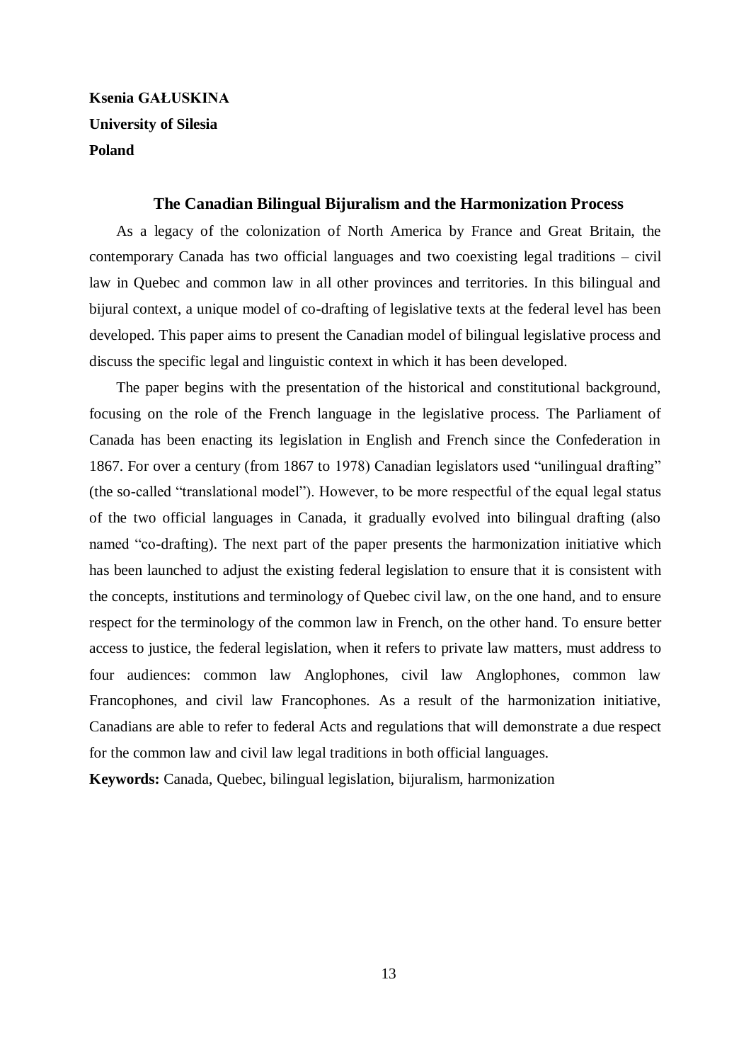**Ksenia GAŁUSKINA**
**University of Silesia**
**Poland**

## The Canadian Bilingual Bijuralism and the Harmonization Process

As a legacy of the colonization of North America by France and Great Britain, the contemporary Canada has two official languages and two coexisting legal traditions – civil law in Quebec and common law in all other provinces and territories. In this bilingual and bijural context, a unique model of co-drafting of legislative texts at the federal level has been developed. This paper aims to present the Canadian model of bilingual legislative process and discuss the specific legal and linguistic context in which it has been developed.

The paper begins with the presentation of the historical and constitutional background, focusing on the role of the French language in the legislative process. The Parliament of Canada has been enacting its legislation in English and French since the Confederation in 1867. For over a century (from 1867 to 1978) Canadian legislators used "unilingual drafting" (the so-called "translational model"). However, to be more respectful of the equal legal status of the two official languages in Canada, it gradually evolved into bilingual drafting (also named "co-drafting). The next part of the paper presents the harmonization initiative which has been launched to adjust the existing federal legislation to ensure that it is consistent with the concepts, institutions and terminology of Quebec civil law, on the one hand, and to ensure respect for the terminology of the common law in French, on the other hand. To ensure better access to justice, the federal legislation, when it refers to private law matters, must address to four audiences: common law Anglophones, civil law Anglophones, common law Francophones, and civil law Francophones. As a result of the harmonization initiative, Canadians are able to refer to federal Acts and regulations that will demonstrate a due respect for the common law and civil law legal traditions in both official languages.

**Keywords:** Canada, Quebec, bilingual legislation, bijuralism, harmonization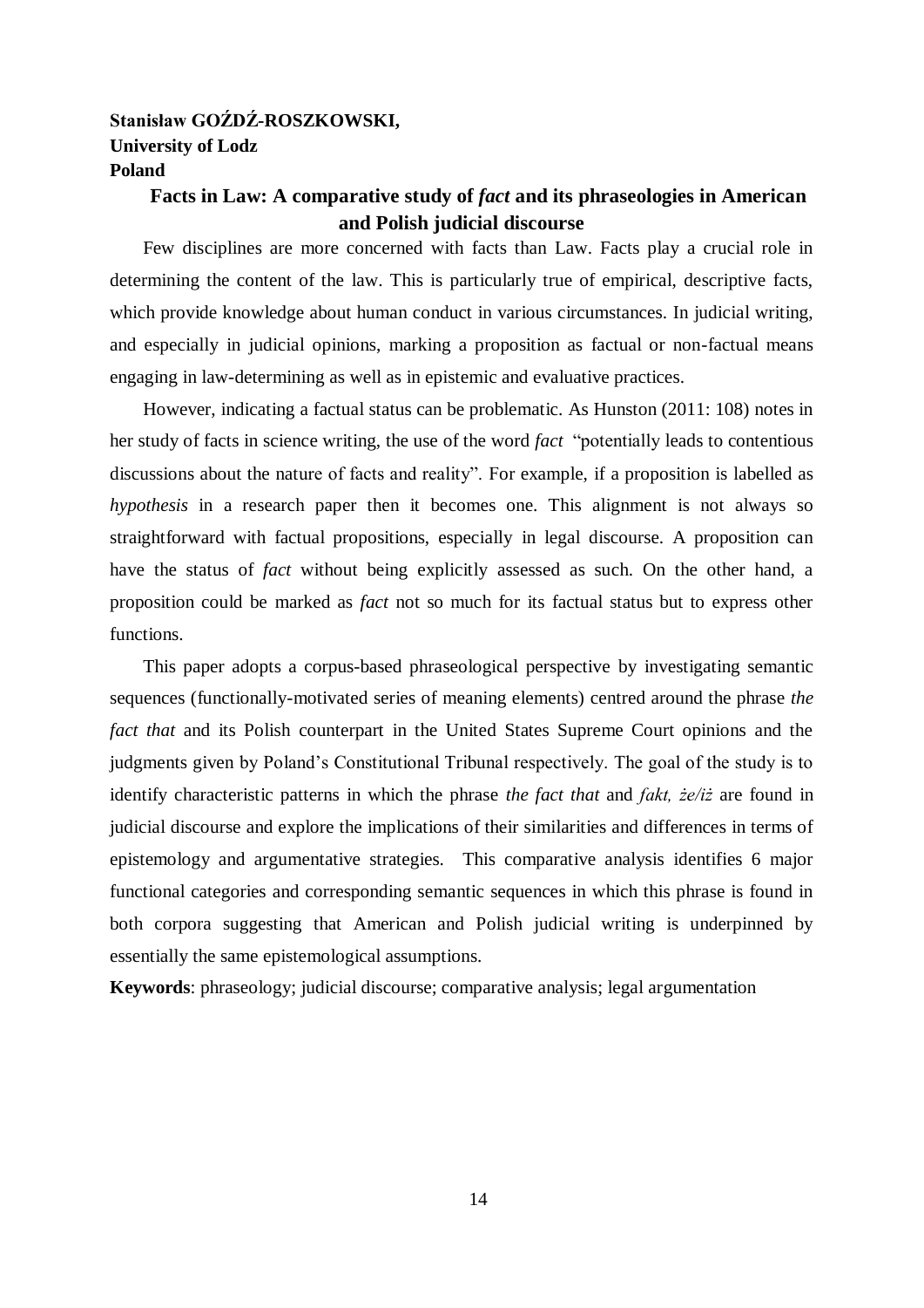**Stanisław GOŹDŹ-ROSZKOWSKI,**
**University of Lodz**
**Poland**

## Facts in Law: A comparative study of *fact* and its phraseologies in American and Polish judicial discourse

Few disciplines are more concerned with facts than Law. Facts play a crucial role in determining the content of the law. This is particularly true of empirical, descriptive facts, which provide knowledge about human conduct in various circumstances. In judicial writing, and especially in judicial opinions, marking a proposition as factual or non-factual means engaging in law-determining as well as in epistemic and evaluative practices.

However, indicating a factual status can be problematic. As Hunston (2011: 108) notes in her study of facts in science writing, the use of the word *fact* "potentially leads to contentious discussions about the nature of facts and reality". For example, if a proposition is labelled as *hypothesis* in a research paper then it becomes one. This alignment is not always so straightforward with factual propositions, especially in legal discourse. A proposition can have the status of *fact* without being explicitly assessed as such. On the other hand, a proposition could be marked as *fact* not so much for its factual status but to express other functions.

This paper adopts a corpus-based phraseological perspective by investigating semantic sequences (functionally-motivated series of meaning elements) centred around the phrase *the fact that* and its Polish counterpart in the United States Supreme Court opinions and the judgments given by Poland's Constitutional Tribunal respectively. The goal of the study is to identify characteristic patterns in which the phrase *the fact that* and *fakt, że/iż* are found in judicial discourse and explore the implications of their similarities and differences in terms of epistemology and argumentative strategies. This comparative analysis identifies 6 major functional categories and corresponding semantic sequences in which this phrase is found in both corpora suggesting that American and Polish judicial writing is underpinned by essentially the same epistemological assumptions.

**Keywords**: phraseology; judicial discourse; comparative analysis; legal argumentation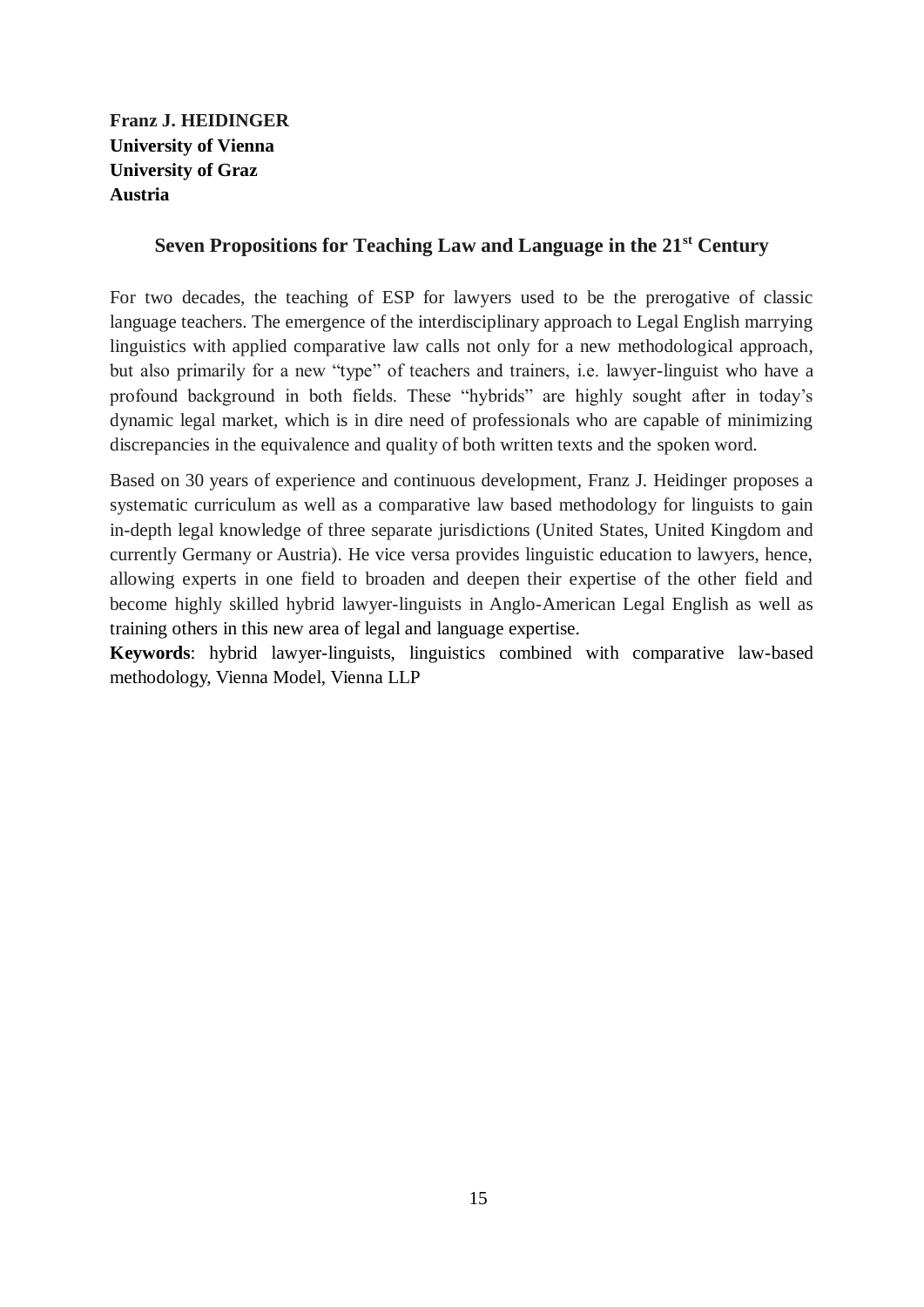**Franz J. HEIDINGER**
**University of Vienna**
**University of Graz**
**Austria**

## Seven Propositions for Teaching Law and Language in the 21st Century

For two decades, the teaching of ESP for lawyers used to be the prerogative of classic language teachers. The emergence of the interdisciplinary approach to Legal English marrying linguistics with applied comparative law calls not only for a new methodological approach, but also primarily for a new "type" of teachers and trainers, i.e. lawyer-linguist who have a profound background in both fields. These "hybrids" are highly sought after in today's dynamic legal market, which is in dire need of professionals who are capable of minimizing discrepancies in the equivalence and quality of both written texts and the spoken word.

Based on 30 years of experience and continuous development, Franz J. Heidinger proposes a systematic curriculum as well as a comparative law based methodology for linguists to gain in-depth legal knowledge of three separate jurisdictions (United States, United Kingdom and currently Germany or Austria). He vice versa provides linguistic education to lawyers, hence, allowing experts in one field to broaden and deepen their expertise of the other field and become highly skilled hybrid lawyer-linguists in Anglo-American Legal English as well as training others in this new area of legal and language expertise.

**Keywords**: hybrid lawyer-linguists, linguistics combined with comparative law-based methodology, Vienna Model, Vienna LLP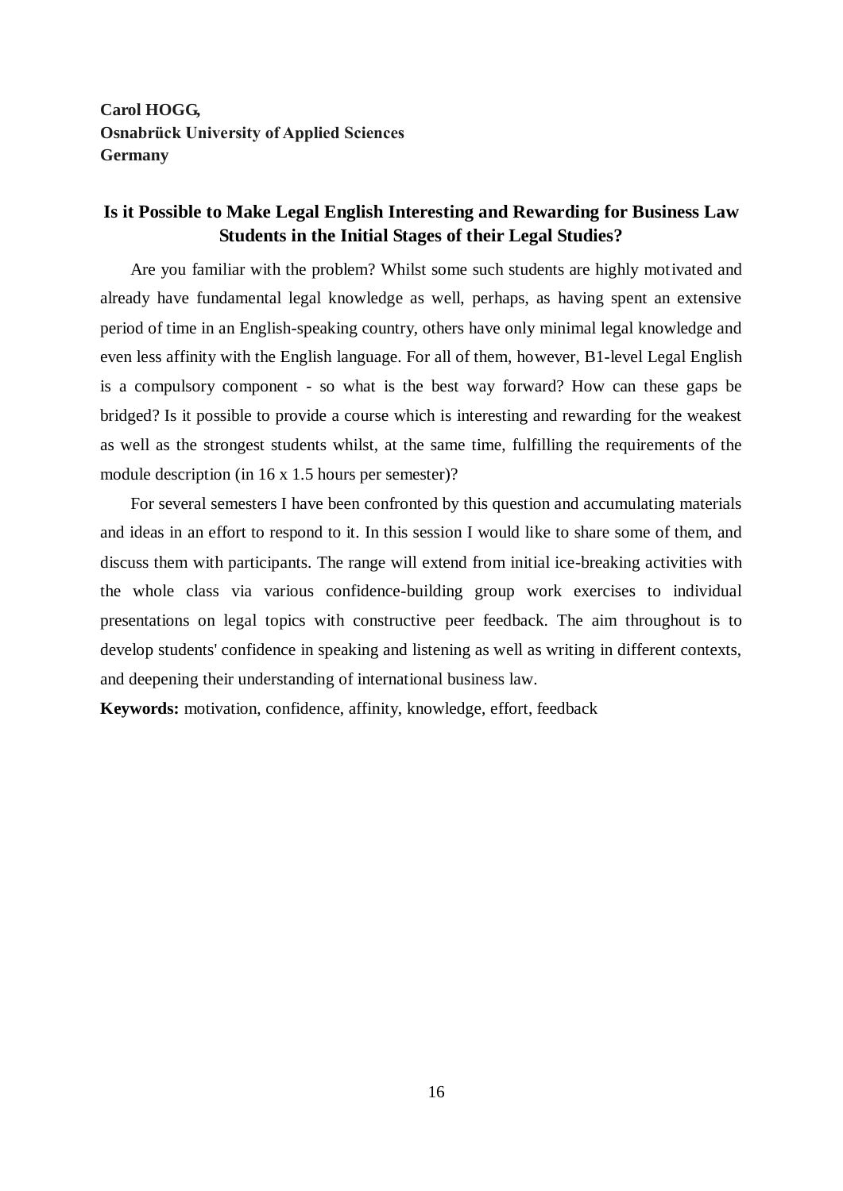**Carol HOGG,**
**Osnabrück University of Applied Sciences**
**Germany**

## Is it Possible to Make Legal English Interesting and Rewarding for Business Law Students in the Initial Stages of their Legal Studies?

Are you familiar with the problem? Whilst some such students are highly motivated and already have fundamental legal knowledge as well, perhaps, as having spent an extensive period of time in an English-speaking country, others have only minimal legal knowledge and even less affinity with the English language. For all of them, however, B1-level Legal English is a compulsory component - so what is the best way forward? How can these gaps be bridged? Is it possible to provide a course which is interesting and rewarding for the weakest as well as the strongest students whilst, at the same time, fulfilling the requirements of the module description (in 16 x 1.5 hours per semester)?

For several semesters I have been confronted by this question and accumulating materials and ideas in an effort to respond to it. In this session I would like to share some of them, and discuss them with participants. The range will extend from initial ice-breaking activities with the whole class via various confidence-building group work exercises to individual presentations on legal topics with constructive peer feedback. The aim throughout is to develop students' confidence in speaking and listening as well as writing in different contexts, and deepening their understanding of international business law.

**Keywords:** motivation, confidence, affinity, knowledge, effort, feedback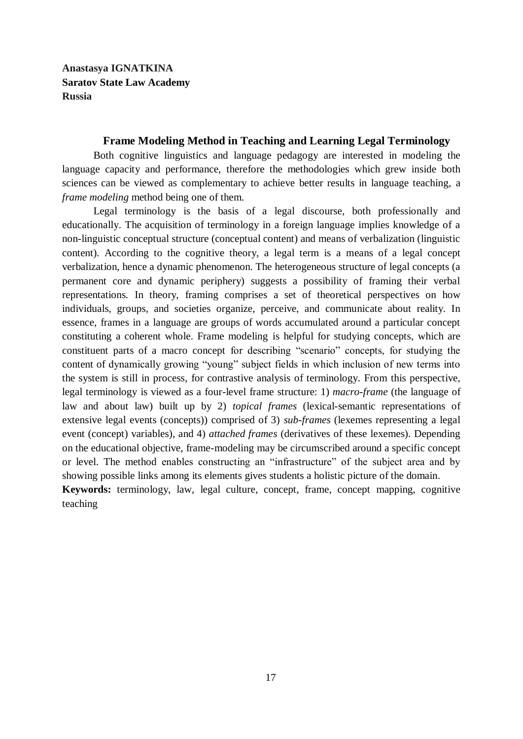**Anastasya IGNATKINA**
**Saratov State Law Academy**
**Russia**

### Frame Modeling Method in Teaching and Learning Legal Terminology

Both cognitive linguistics and language pedagogy are interested in modeling the language capacity and performance, therefore the methodologies which grew inside both sciences can be viewed as complementary to achieve better results in language teaching, a *frame modeling* method being one of them.

Legal terminology is the basis of a legal discourse, both professionally and educationally. The acquisition of terminology in a foreign language implies knowledge of a non-linguistic conceptual structure (conceptual content) and means of verbalization (linguistic content). According to the cognitive theory, a legal term is a means of a legal concept verbalization, hence a dynamic phenomenon. The heterogeneous structure of legal concepts (a permanent core and dynamic periphery) suggests a possibility of framing their verbal representations. In theory, framing comprises a set of theoretical perspectives on how individuals, groups, and societies organize, perceive, and communicate about reality. In essence, frames in a language are groups of words accumulated around a particular concept constituting a coherent whole. Frame modeling is helpful for studying concepts, which are constituent parts of a macro concept for describing "scenario" concepts, for studying the content of dynamically growing "young" subject fields in which inclusion of new terms into the system is still in process, for contrastive analysis of terminology. From this perspective, legal terminology is viewed as a four-level frame structure: 1) *macro-frame* (the language of law and about law) built up by 2) *topical frames* (lexical-semantic representations of extensive legal events (concepts)) comprised of 3) *sub-frames* (lexemes representing a legal event (concept) variables), and 4) *attached frames* (derivatives of these lexemes). Depending on the educational objective, frame-modeling may be circumscribed around a specific concept or level. The method enables constructing an "infrastructure" of the subject area and by showing possible links among its elements gives students a holistic picture of the domain.

**Keywords:** terminology, law, legal culture, concept, frame, concept mapping, cognitive teaching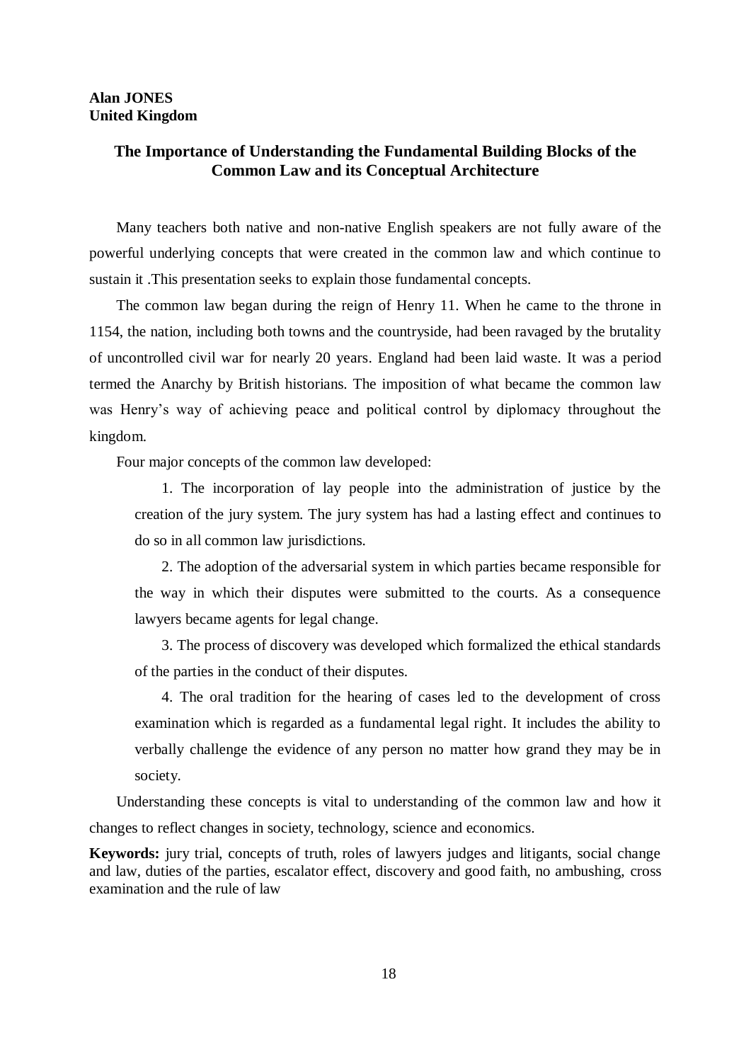**Alan JONES**
**United Kingdom**

## The Importance of Understanding the Fundamental Building Blocks of the Common Law and its Conceptual Architecture

Many teachers both native and non-native English speakers are not fully aware of the powerful underlying concepts that were created in the common law and which continue to sustain it .This presentation seeks to explain those fundamental concepts.

The common law began during the reign of Henry 11. When he came to the throne in 1154, the nation, including both towns and the countryside, had been ravaged by the brutality of uncontrolled civil war for nearly 20 years. England had been laid waste. It was a period termed the Anarchy by British historians. The imposition of what became the common law was Henry's way of achieving peace and political control by diplomacy throughout the kingdom.

Four major concepts of the common law developed:

1. The incorporation of lay people into the administration of justice by the creation of the jury system. The jury system has had a lasting effect and continues to do so in all common law jurisdictions.

2. The adoption of the adversarial system in which parties became responsible for the way in which their disputes were submitted to the courts. As a consequence lawyers became agents for legal change.

3. The process of discovery was developed which formalized the ethical standards of the parties in the conduct of their disputes.

4. The oral tradition for the hearing of cases led to the development of cross examination which is regarded as a fundamental legal right. It includes the ability to verbally challenge the evidence of any person no matter how grand they may be in society.

Understanding these concepts is vital to understanding of the common law and how it changes to reflect changes in society, technology, science and economics.

**Keywords:** jury trial, concepts of truth, roles of lawyers judges and litigants, social change and law, duties of the parties, escalator effect, discovery and good faith, no ambushing, cross examination and the rule of law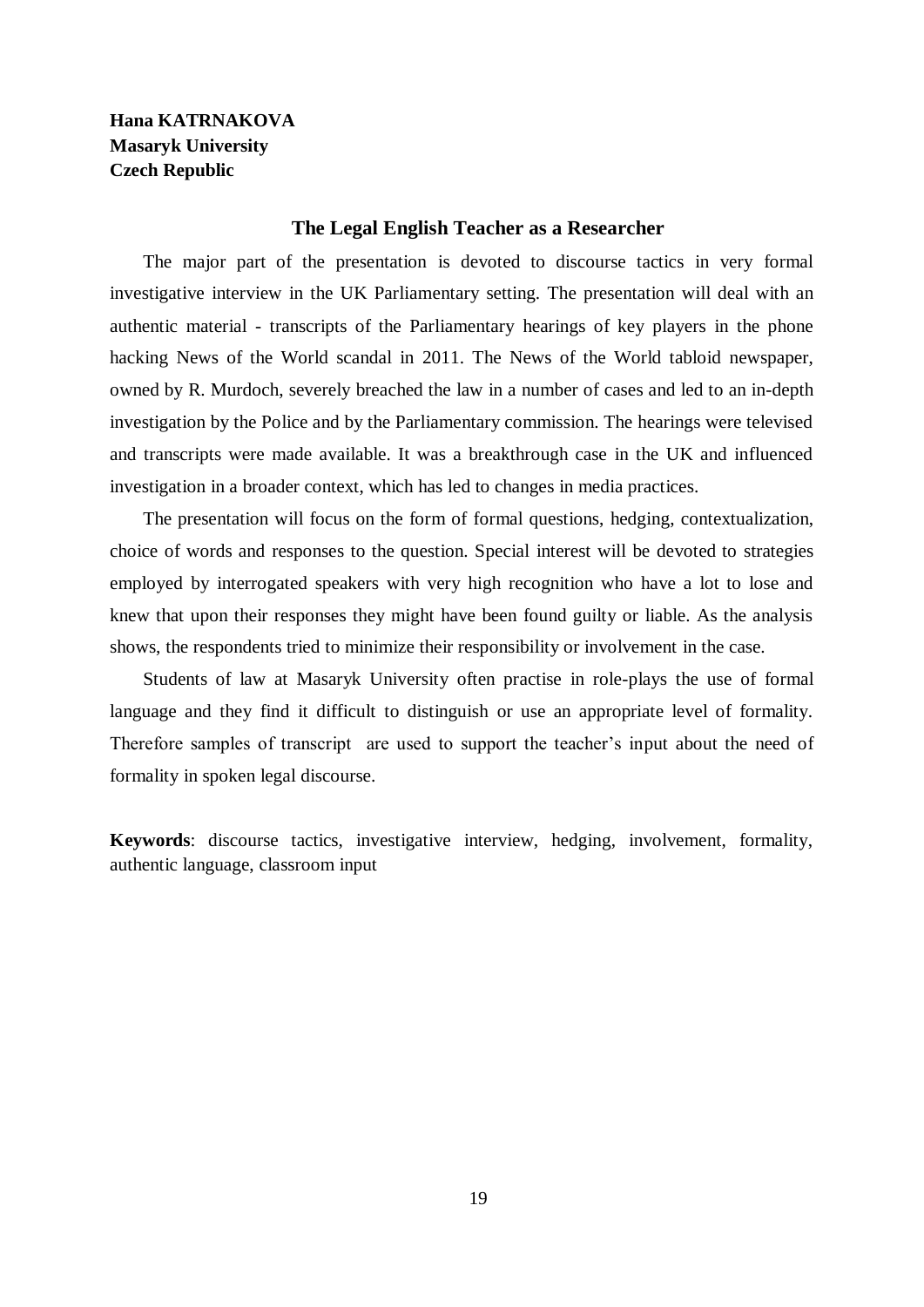**Hana KATRNAKOVA**
**Masaryk University**
**Czech Republic**

## The Legal English Teacher as a Researcher

The major part of the presentation is devoted to discourse tactics in very formal investigative interview in the UK Parliamentary setting. The presentation will deal with an authentic material - transcripts of the Parliamentary hearings of key players in the phone hacking News of the World scandal in 2011. The News of the World tabloid newspaper, owned by R. Murdoch, severely breached the law in a number of cases and led to an in-depth investigation by the Police and by the Parliamentary commission. The hearings were televised and transcripts were made available. It was a breakthrough case in the UK and influenced investigation in a broader context, which has led to changes in media practices.

The presentation will focus on the form of formal questions, hedging, contextualization, choice of words and responses to the question. Special interest will be devoted to strategies employed by interrogated speakers with very high recognition who have a lot to lose and knew that upon their responses they might have been found guilty or liable. As the analysis shows, the respondents tried to minimize their responsibility or involvement in the case.

Students of law at Masaryk University often practise in role-plays the use of formal language and they find it difficult to distinguish or use an appropriate level of formality. Therefore samples of transcript are used to support the teacher's input about the need of formality in spoken legal discourse.

**Keywords**: discourse tactics, investigative interview, hedging, involvement, formality, authentic language, classroom input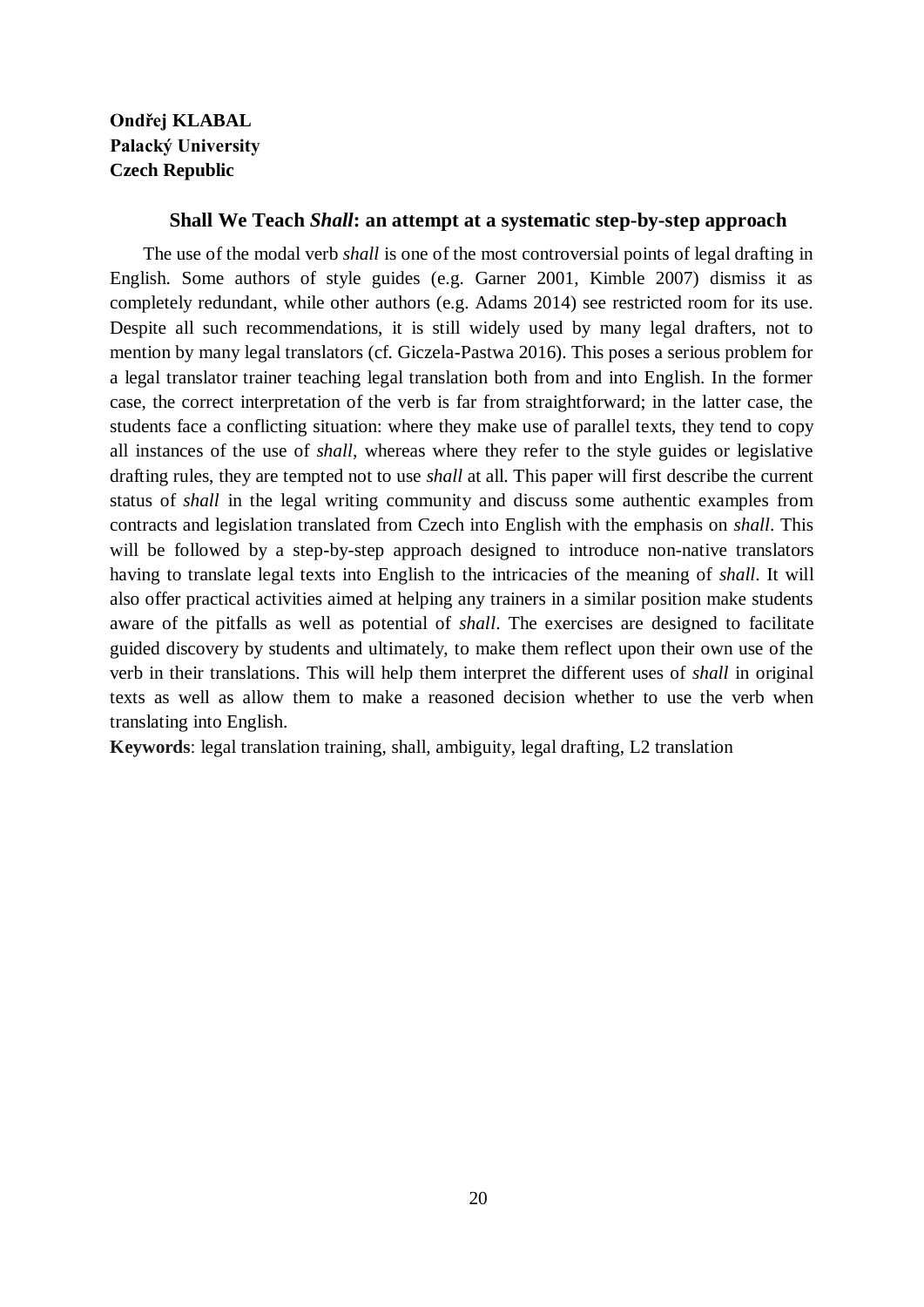**Ondřej KLABAL**
**Palacký University**
**Czech Republic**

### Shall We Teach *Shall*: an attempt at a systematic step-by-step approach

The use of the modal verb *shall* is one of the most controversial points of legal drafting in English. Some authors of style guides (e.g. Garner 2001, Kimble 2007) dismiss it as completely redundant, while other authors (e.g. Adams 2014) see restricted room for its use. Despite all such recommendations, it is still widely used by many legal drafters, not to mention by many legal translators (cf. Giczela-Pastwa 2016). This poses a serious problem for a legal translator trainer teaching legal translation both from and into English. In the former case, the correct interpretation of the verb is far from straightforward; in the latter case, the students face a conflicting situation: where they make use of parallel texts, they tend to copy all instances of the use of *shall*, whereas where they refer to the style guides or legislative drafting rules, they are tempted not to use *shall* at all. This paper will first describe the current status of *shall* in the legal writing community and discuss some authentic examples from contracts and legislation translated from Czech into English with the emphasis on *shall*. This will be followed by a step-by-step approach designed to introduce non-native translators having to translate legal texts into English to the intricacies of the meaning of *shall*. It will also offer practical activities aimed at helping any trainers in a similar position make students aware of the pitfalls as well as potential of *shall*. The exercises are designed to facilitate guided discovery by students and ultimately, to make them reflect upon their own use of the verb in their translations. This will help them interpret the different uses of *shall* in original texts as well as allow them to make a reasoned decision whether to use the verb when translating into English.

**Keywords**: legal translation training, shall, ambiguity, legal drafting, L2 translation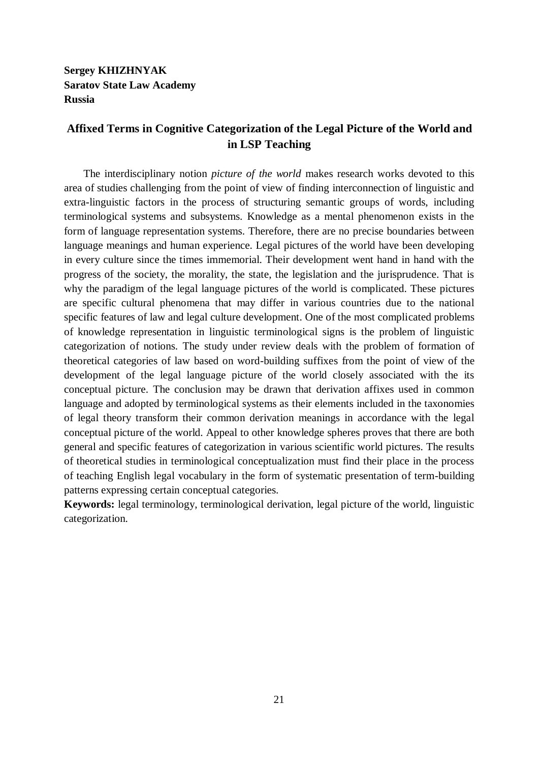**Sergey KHIZHNYAK**
**Saratov State Law Academy**
**Russia**

## Affixed Terms in Cognitive Categorization of the Legal Picture of the World and in LSP Teaching

The interdisciplinary notion *picture of the world* makes research works devoted to this area of studies challenging from the point of view of finding interconnection of linguistic and extra-linguistic factors in the process of structuring semantic groups of words, including terminological systems and subsystems. Knowledge as a mental phenomenon exists in the form of language representation systems. Therefore, there are no precise boundaries between language meanings and human experience. Legal pictures of the world have been developing in every culture since the times immemorial. Their development went hand in hand with the progress of the society, the morality, the state, the legislation and the jurisprudence. That is why the paradigm of the legal language pictures of the world is complicated. These pictures are specific cultural phenomena that may differ in various countries due to the national specific features of law and legal culture development. One of the most complicated problems of knowledge representation in linguistic terminological signs is the problem of linguistic categorization of notions. The study under review deals with the problem of formation of theoretical categories of law based on word-building suffixes from the point of view of the development of the legal language picture of the world closely associated with the its conceptual picture. The conclusion may be drawn that derivation affixes used in common language and adopted by terminological systems as their elements included in the taxonomies of legal theory transform their common derivation meanings in accordance with the legal conceptual picture of the world. Appeal to other knowledge spheres proves that there are both general and specific features of categorization in various scientific world pictures. The results of theoretical studies in terminological conceptualization must find their place in the process of teaching English legal vocabulary in the form of systematic presentation of term-building patterns expressing certain conceptual categories.

**Keywords:** legal terminology, terminological derivation, legal picture of the world, linguistic categorization.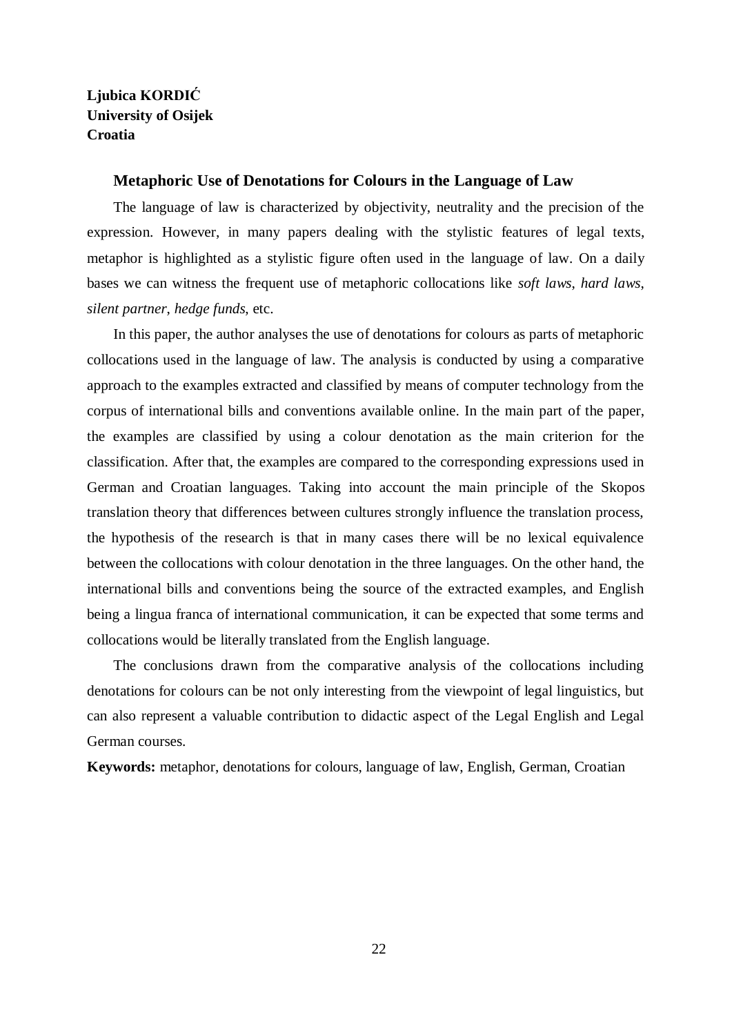**Ljubica KORDIĆ**
**University of Osijek**
**Croatia**

### Metaphoric Use of Denotations for Colours in the Language of Law

The language of law is characterized by objectivity, neutrality and the precision of the expression. However, in many papers dealing with the stylistic features of legal texts, metaphor is highlighted as a stylistic figure often used in the language of law. On a daily bases we can witness the frequent use of metaphoric collocations like *soft laws*, *hard laws*, *silent partner*, *hedge funds*, etc.

In this paper, the author analyses the use of denotations for colours as parts of metaphoric collocations used in the language of law. The analysis is conducted by using a comparative approach to the examples extracted and classified by means of computer technology from the corpus of international bills and conventions available online. In the main part of the paper, the examples are classified by using a colour denotation as the main criterion for the classification. After that, the examples are compared to the corresponding expressions used in German and Croatian languages. Taking into account the main principle of the Skopos translation theory that differences between cultures strongly influence the translation process, the hypothesis of the research is that in many cases there will be no lexical equivalence between the collocations with colour denotation in the three languages. On the other hand, the international bills and conventions being the source of the extracted examples, and English being a lingua franca of international communication, it can be expected that some terms and collocations would be literally translated from the English language.

The conclusions drawn from the comparative analysis of the collocations including denotations for colours can be not only interesting from the viewpoint of legal linguistics, but can also represent a valuable contribution to didactic aspect of the Legal English and Legal German courses.

**Keywords:** metaphor, denotations for colours, language of law, English, German, Croatian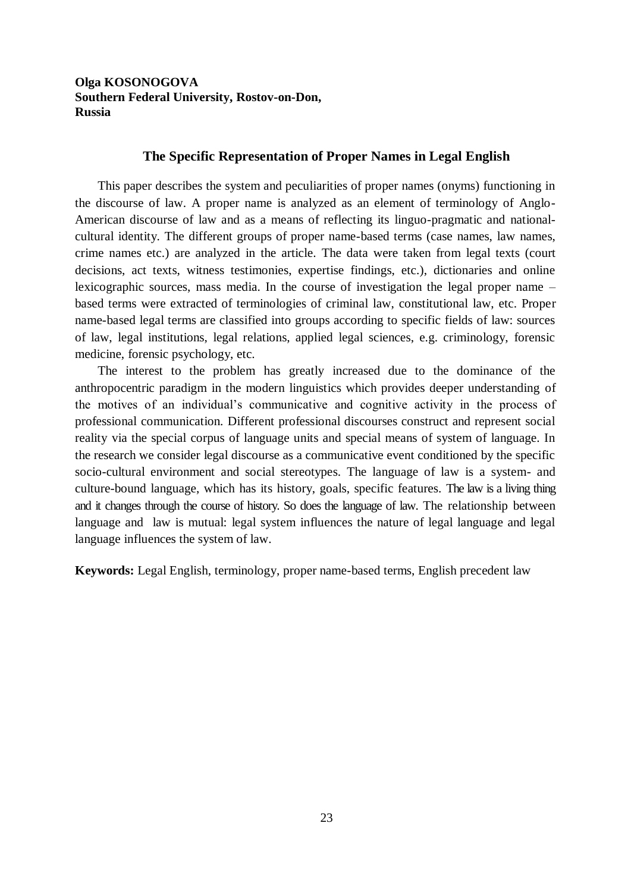**Olga KOSONOGOVA**
**Southern Federal University, Rostov-on-Don, Russia**

## The Specific Representation of Proper Names in Legal English

This paper describes the system and peculiarities of proper names (onyms) functioning in the discourse of law. A proper name is analyzed as an element of terminology of Anglo-American discourse of law and as a means of reflecting its linguo-pragmatic and national-cultural identity. The different groups of proper name-based terms (case names, law names, crime names etc.) are analyzed in the article. The data were taken from legal texts (court decisions, act texts, witness testimonies, expertise findings, etc.), dictionaries and online lexicographic sources, mass media. In the course of investigation the legal proper name – based terms were extracted of terminologies of criminal law, constitutional law, etc. Proper name-based legal terms are classified into groups according to specific fields of law: sources of law, legal institutions, legal relations, applied legal sciences, e.g. criminology, forensic medicine, forensic psychology, etc.

The interest to the problem has greatly increased due to the dominance of the anthropocentric paradigm in the modern linguistics which provides deeper understanding of the motives of an individual's communicative and cognitive activity in the process of professional communication. Different professional discourses construct and represent social reality via the special corpus of language units and special means of system of language. In the research we consider legal discourse as a communicative event conditioned by the specific socio-cultural environment and social stereotypes. The language of law is a system- and culture-bound language, which has its history, goals, specific features. The law is a living thing and it changes through the course of history. So does the language of law. The relationship between language and law is mutual: legal system influences the nature of legal language and legal language influences the system of law.

**Keywords:** Legal English, terminology, proper name-based terms, English precedent law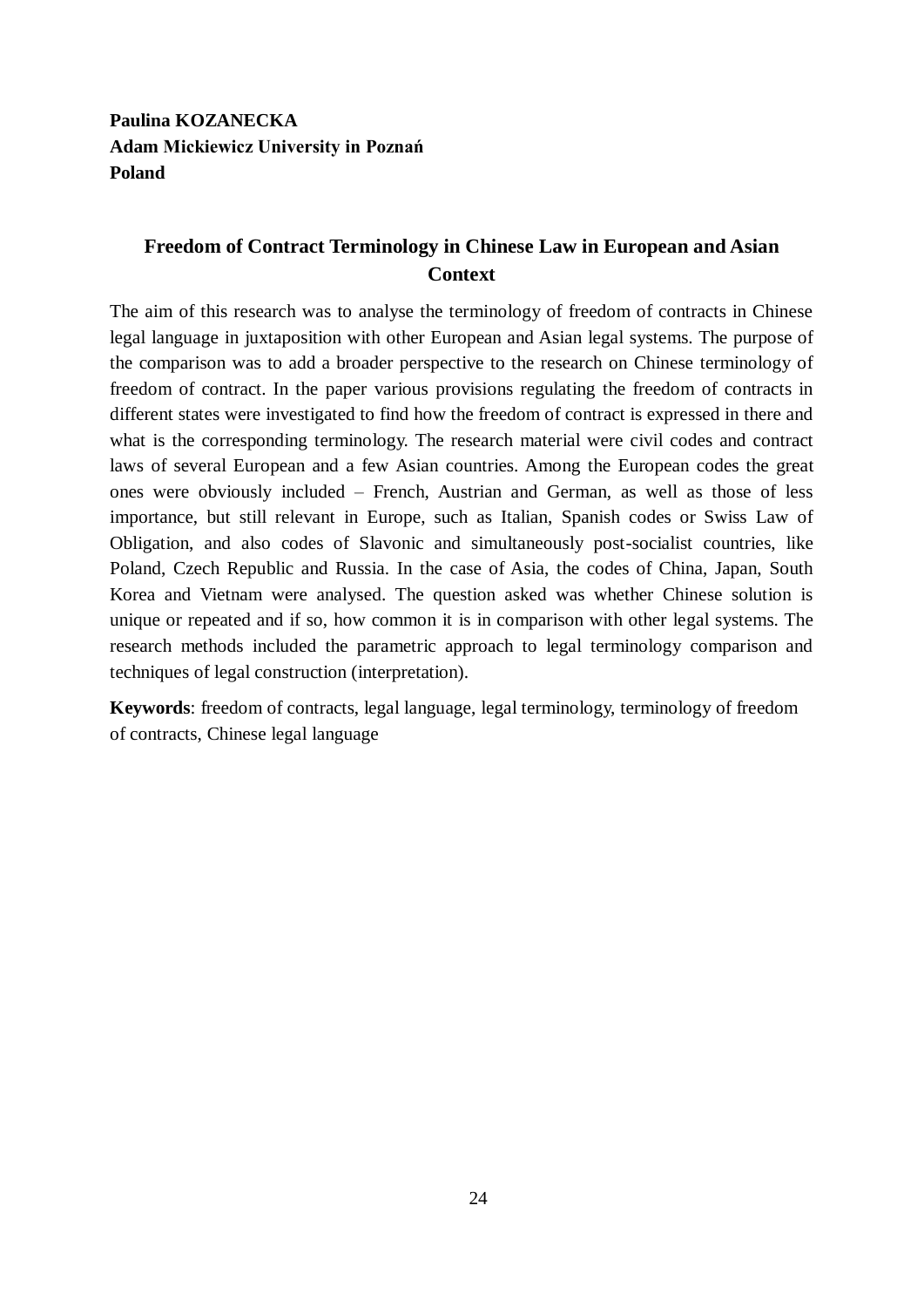**Paulina KOZANECKA**
**Adam Mickiewicz University in Poznań**
**Poland**

## Freedom of Contract Terminology in Chinese Law in European and Asian Context

The aim of this research was to analyse the terminology of freedom of contracts in Chinese legal language in juxtaposition with other European and Asian legal systems. The purpose of the comparison was to add a broader perspective to the research on Chinese terminology of freedom of contract. In the paper various provisions regulating the freedom of contracts in different states were investigated to find how the freedom of contract is expressed in there and what is the corresponding terminology. The research material were civil codes and contract laws of several European and a few Asian countries. Among the European codes the great ones were obviously included – French, Austrian and German, as well as those of less importance, but still relevant in Europe, such as Italian, Spanish codes or Swiss Law of Obligation, and also codes of Slavonic and simultaneously post-socialist countries, like Poland, Czech Republic and Russia. In the case of Asia, the codes of China, Japan, South Korea and Vietnam were analysed. The question asked was whether Chinese solution is unique or repeated and if so, how common it is in comparison with other legal systems. The research methods included the parametric approach to legal terminology comparison and techniques of legal construction (interpretation).

**Keywords**: freedom of contracts, legal language, legal terminology, terminology of freedom of contracts, Chinese legal language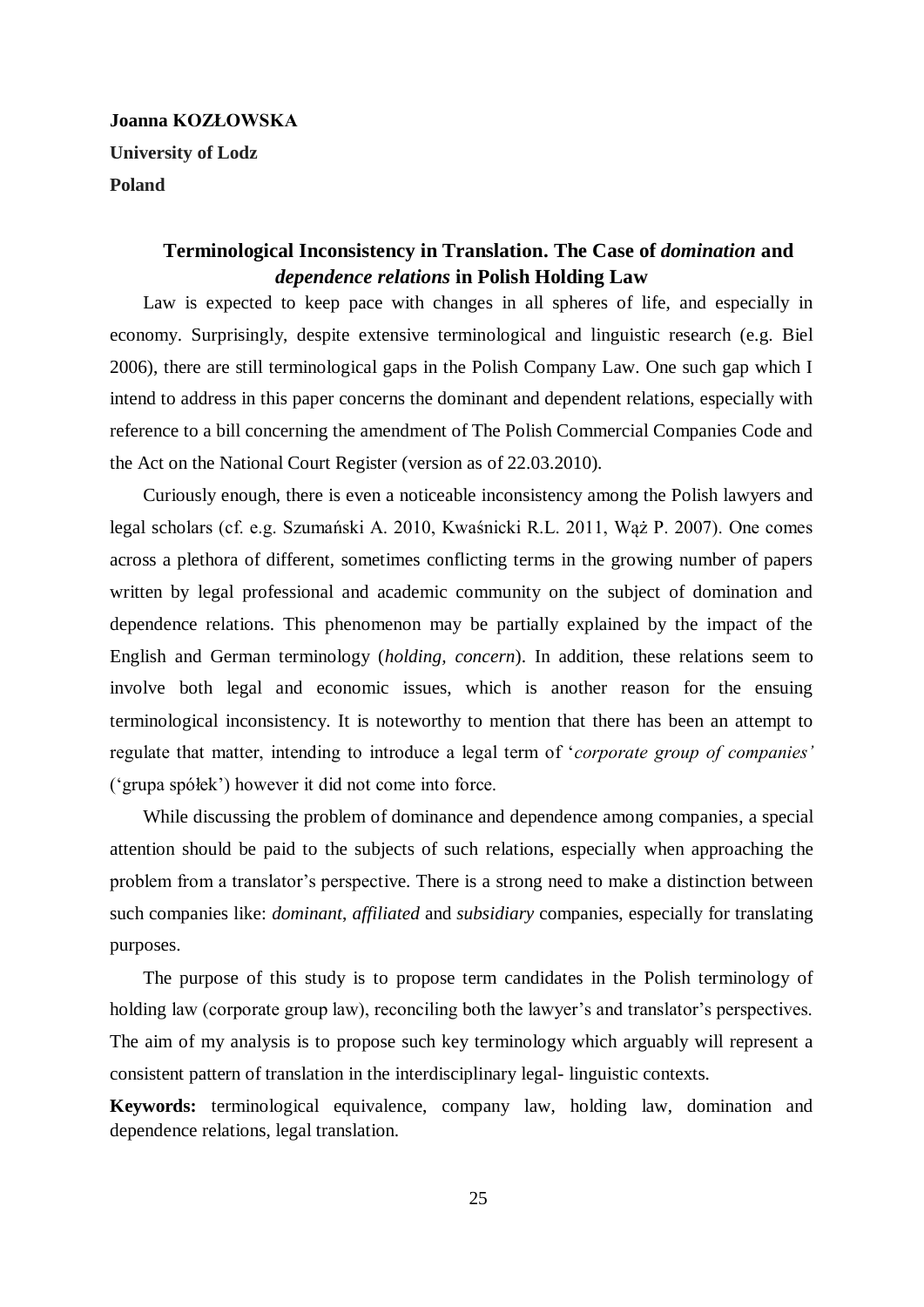**Joanna KOZŁOWSKA**

**University of Lodz**

**Poland**

## Terminological Inconsistency in Translation. The Case of *domination* and *dependence relations* in Polish Holding Law

Law is expected to keep pace with changes in all spheres of life, and especially in economy. Surprisingly, despite extensive terminological and linguistic research (e.g. Biel 2006), there are still terminological gaps in the Polish Company Law. One such gap which I intend to address in this paper concerns the dominant and dependent relations, especially with reference to a bill concerning the amendment of The Polish Commercial Companies Code and the Act on the National Court Register (version as of 22.03.2010).

Curiously enough, there is even a noticeable inconsistency among the Polish lawyers and legal scholars (cf. e.g. Szumański A. 2010, Kwaśnicki R.L. 2011, Wąż P. 2007). One comes across a plethora of different, sometimes conflicting terms in the growing number of papers written by legal professional and academic community on the subject of domination and dependence relations. This phenomenon may be partially explained by the impact of the English and German terminology (*holding, concern*). In addition, these relations seem to involve both legal and economic issues, which is another reason for the ensuing terminological inconsistency. It is noteworthy to mention that there has been an attempt to regulate that matter, intending to introduce a legal term of '*corporate group of companies'* ('grupa spółek') however it did not come into force.

While discussing the problem of dominance and dependence among companies, a special attention should be paid to the subjects of such relations, especially when approaching the problem from a translator's perspective. There is a strong need to make a distinction between such companies like: *dominant*, *affiliated* and *subsidiary* companies, especially for translating purposes.

The purpose of this study is to propose term candidates in the Polish terminology of holding law (corporate group law), reconciling both the lawyer's and translator's perspectives. The aim of my analysis is to propose such key terminology which arguably will represent a consistent pattern of translation in the interdisciplinary legal- linguistic contexts.

**Keywords:** terminological equivalence, company law, holding law, domination and dependence relations, legal translation.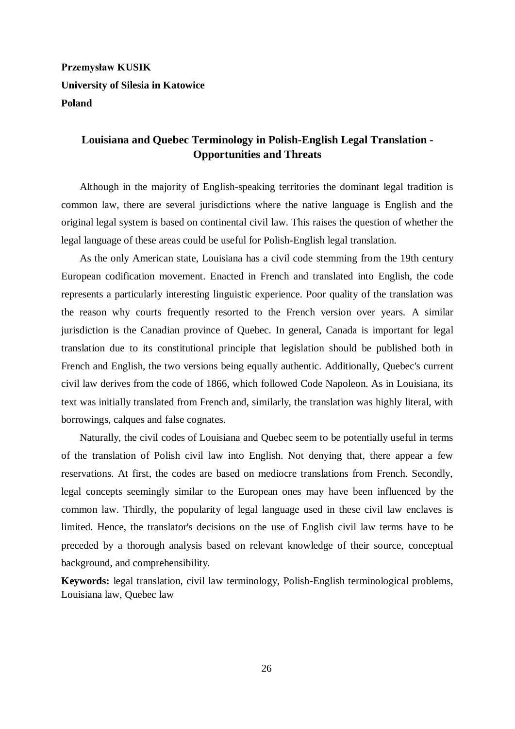**Przemysław KUSIK**
**University of Silesia in Katowice**
**Poland**

## Louisiana and Quebec Terminology in Polish-English Legal Translation - Opportunities and Threats

Although in the majority of English-speaking territories the dominant legal tradition is common law, there are several jurisdictions where the native language is English and the original legal system is based on continental civil law. This raises the question of whether the legal language of these areas could be useful for Polish-English legal translation.

As the only American state, Louisiana has a civil code stemming from the 19th century European codification movement. Enacted in French and translated into English, the code represents a particularly interesting linguistic experience. Poor quality of the translation was the reason why courts frequently resorted to the French version over years. A similar jurisdiction is the Canadian province of Quebec. In general, Canada is important for legal translation due to its constitutional principle that legislation should be published both in French and English, the two versions being equally authentic. Additionally, Quebec's current civil law derives from the code of 1866, which followed Code Napoleon. As in Louisiana, its text was initially translated from French and, similarly, the translation was highly literal, with borrowings, calques and false cognates.

Naturally, the civil codes of Louisiana and Quebec seem to be potentially useful in terms of the translation of Polish civil law into English. Not denying that, there appear a few reservations. At first, the codes are based on mediocre translations from French. Secondly, legal concepts seemingly similar to the European ones may have been influenced by the common law. Thirdly, the popularity of legal language used in these civil law enclaves is limited. Hence, the translator's decisions on the use of English civil law terms have to be preceded by a thorough analysis based on relevant knowledge of their source, conceptual background, and comprehensibility.

**Keywords:** legal translation, civil law terminology, Polish-English terminological problems, Louisiana law, Quebec law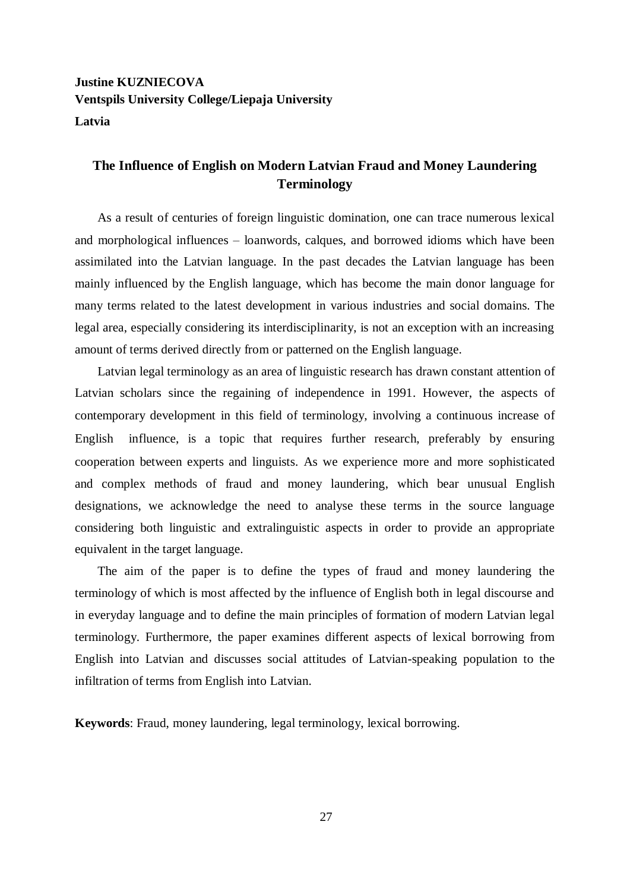**Justine KUZNIECOVA**
**Ventspils University College/Liepaja University**
**Latvia**

## The Influence of English on Modern Latvian Fraud and Money Laundering Terminology

As a result of centuries of foreign linguistic domination, one can trace numerous lexical and morphological influences – loanwords, calques, and borrowed idioms which have been assimilated into the Latvian language. In the past decades the Latvian language has been mainly influenced by the English language, which has become the main donor language for many terms related to the latest development in various industries and social domains. The legal area, especially considering its interdisciplinarity, is not an exception with an increasing amount of terms derived directly from or patterned on the English language.

Latvian legal terminology as an area of linguistic research has drawn constant attention of Latvian scholars since the regaining of independence in 1991. However, the aspects of contemporary development in this field of terminology, involving a continuous increase of English influence, is a topic that requires further research, preferably by ensuring cooperation between experts and linguists. As we experience more and more sophisticated and complex methods of fraud and money laundering, which bear unusual English designations, we acknowledge the need to analyse these terms in the source language considering both linguistic and extralinguistic aspects in order to provide an appropriate equivalent in the target language.

The aim of the paper is to define the types of fraud and money laundering the terminology of which is most affected by the influence of English both in legal discourse and in everyday language and to define the main principles of formation of modern Latvian legal terminology. Furthermore, the paper examines different aspects of lexical borrowing from English into Latvian and discusses social attitudes of Latvian-speaking population to the infiltration of terms from English into Latvian.

**Keywords**: Fraud, money laundering, legal terminology, lexical borrowing.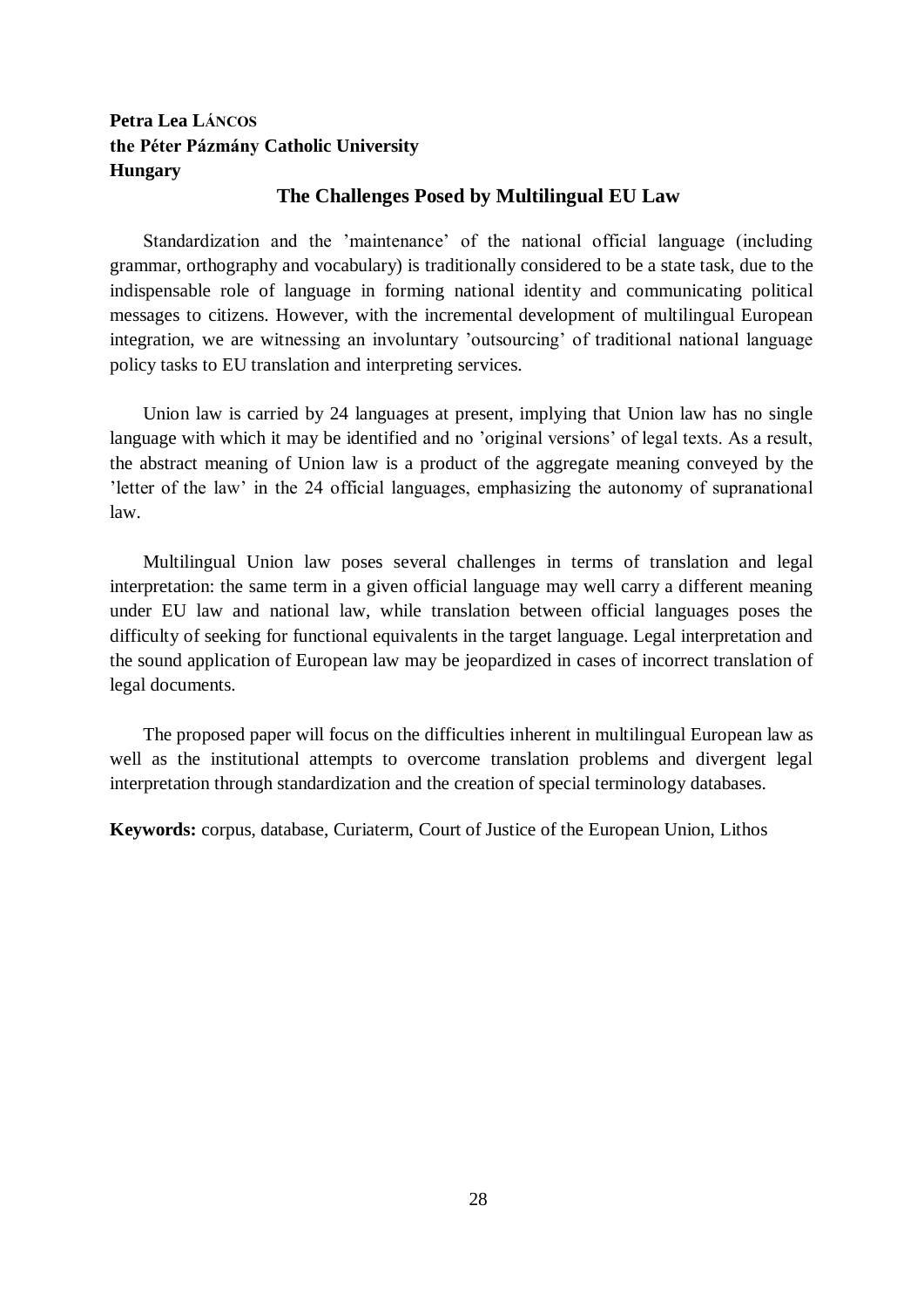**Petra Lea LÁNCOS**
**the Péter Pázmány Catholic University**
**Hungary**

## The Challenges Posed by Multilingual EU Law

Standardization and the 'maintenance' of the national official language (including grammar, orthography and vocabulary) is traditionally considered to be a state task, due to the indispensable role of language in forming national identity and communicating political messages to citizens. However, with the incremental development of multilingual European integration, we are witnessing an involuntary 'outsourcing' of traditional national language policy tasks to EU translation and interpreting services.

Union law is carried by 24 languages at present, implying that Union law has no single language with which it may be identified and no 'original versions' of legal texts. As a result, the abstract meaning of Union law is a product of the aggregate meaning conveyed by the 'letter of the law' in the 24 official languages, emphasizing the autonomy of supranational law.

Multilingual Union law poses several challenges in terms of translation and legal interpretation: the same term in a given official language may well carry a different meaning under EU law and national law, while translation between official languages poses the difficulty of seeking for functional equivalents in the target language. Legal interpretation and the sound application of European law may be jeopardized in cases of incorrect translation of legal documents.

The proposed paper will focus on the difficulties inherent in multilingual European law as well as the institutional attempts to overcome translation problems and divergent legal interpretation through standardization and the creation of special terminology databases.

**Keywords:** corpus, database, Curiaterm, Court of Justice of the European Union, Lithos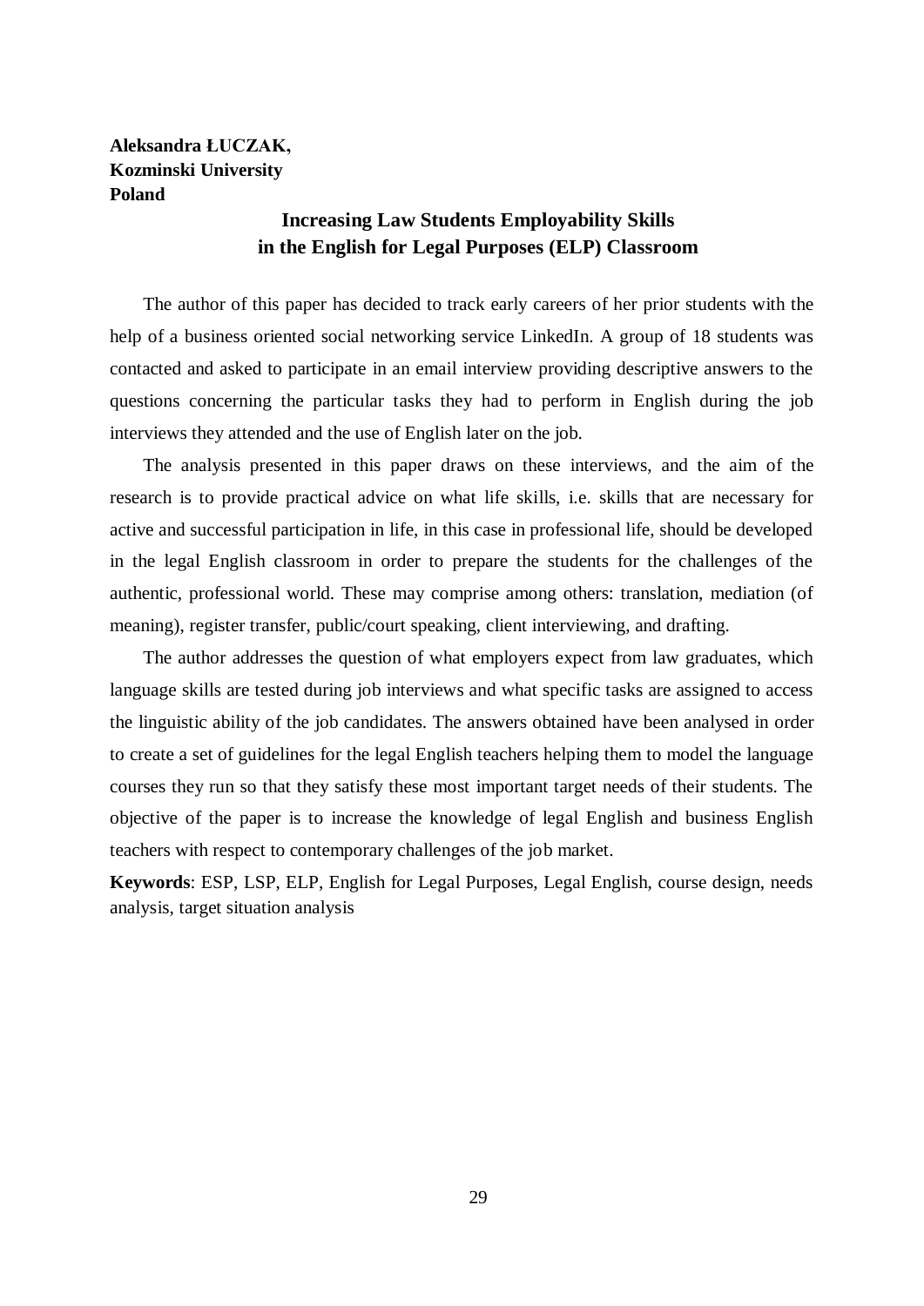**Aleksandra ŁUCZAK,**
**Kozminski University**
**Poland**

## Increasing Law Students Employability Skills in the English for Legal Purposes (ELP) Classroom

The author of this paper has decided to track early careers of her prior students with the help of a business oriented social networking service LinkedIn. A group of 18 students was contacted and asked to participate in an email interview providing descriptive answers to the questions concerning the particular tasks they had to perform in English during the job interviews they attended and the use of English later on the job.

The analysis presented in this paper draws on these interviews, and the aim of the research is to provide practical advice on what life skills, i.e. skills that are necessary for active and successful participation in life, in this case in professional life, should be developed in the legal English classroom in order to prepare the students for the challenges of the authentic, professional world. These may comprise among others: translation, mediation (of meaning), register transfer, public/court speaking, client interviewing, and drafting.

The author addresses the question of what employers expect from law graduates, which language skills are tested during job interviews and what specific tasks are assigned to access the linguistic ability of the job candidates. The answers obtained have been analysed in order to create a set of guidelines for the legal English teachers helping them to model the language courses they run so that they satisfy these most important target needs of their students. The objective of the paper is to increase the knowledge of legal English and business English teachers with respect to contemporary challenges of the job market.

**Keywords**: ESP, LSP, ELP, English for Legal Purposes, Legal English, course design, needs analysis, target situation analysis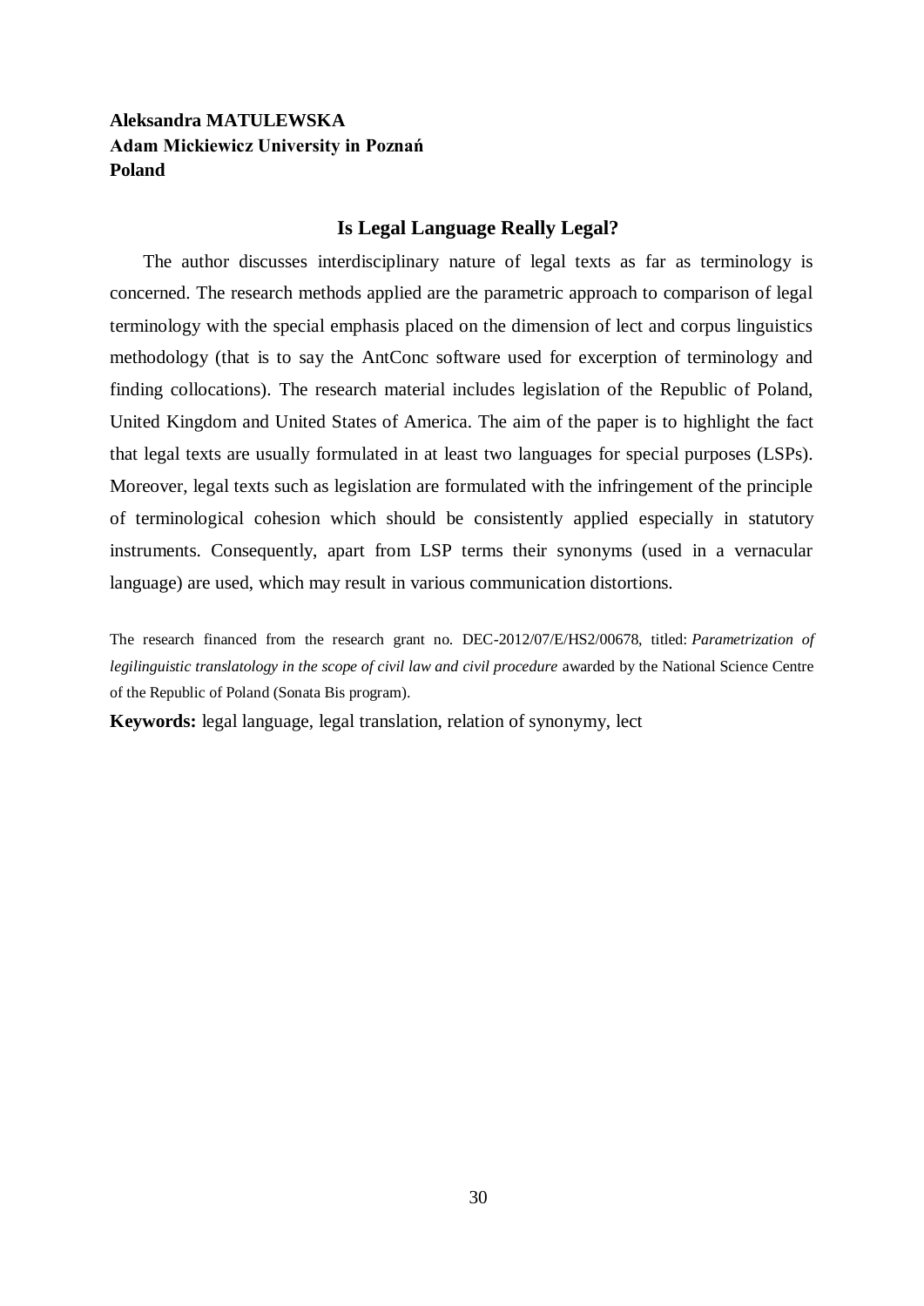**Aleksandra MATULEWSKA**
**Adam Mickiewicz University in Poznań**
**Poland**

## Is Legal Language Really Legal?

The author discusses interdisciplinary nature of legal texts as far as terminology is concerned. The research methods applied are the parametric approach to comparison of legal terminology with the special emphasis placed on the dimension of lect and corpus linguistics methodology (that is to say the AntConc software used for excerption of terminology and finding collocations). The research material includes legislation of the Republic of Poland, United Kingdom and United States of America. The aim of the paper is to highlight the fact that legal texts are usually formulated in at least two languages for special purposes (LSPs). Moreover, legal texts such as legislation are formulated with the infringement of the principle of terminological cohesion which should be consistently applied especially in statutory instruments. Consequently, apart from LSP terms their synonyms (used in a vernacular language) are used, which may result in various communication distortions.

The research financed from the research grant no. DEC-2012/07/E/HS2/00678, titled: *Parametrization of legilinguistic translatology in the scope of civil law and civil procedure* awarded by the National Science Centre of the Republic of Poland (Sonata Bis program).

**Keywords:** legal language, legal translation, relation of synonymy, lect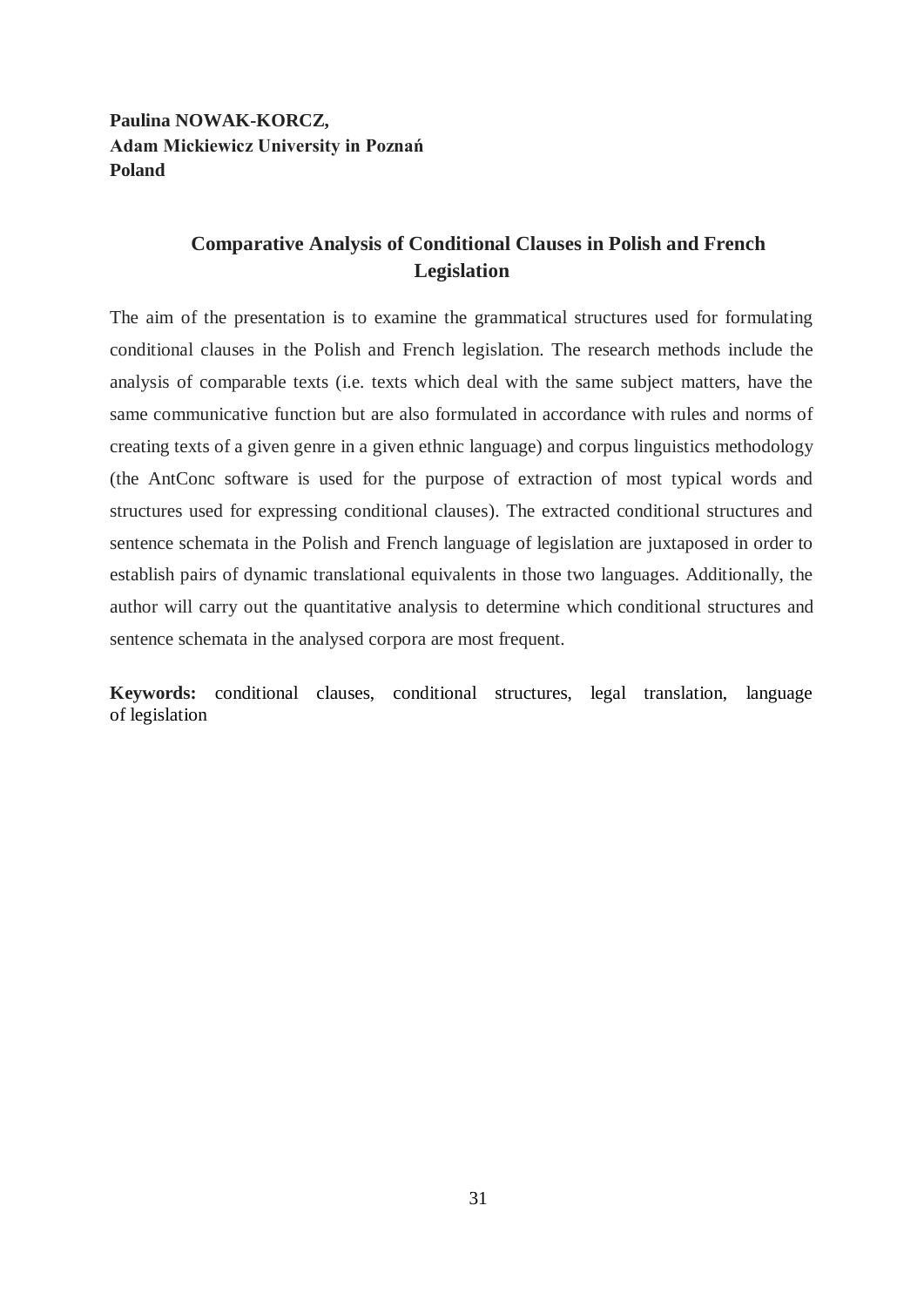**Paulina NOWAK-KORCZ,**
**Adam Mickiewicz University in Poznań**
**Poland**

## Comparative Analysis of Conditional Clauses in Polish and French Legislation

The aim of the presentation is to examine the grammatical structures used for formulating conditional clauses in the Polish and French legislation. The research methods include the analysis of comparable texts (i.e. texts which deal with the same subject matters, have the same communicative function but are also formulated in accordance with rules and norms of creating texts of a given genre in a given ethnic language) and corpus linguistics methodology (the AntConc software is used for the purpose of extraction of most typical words and structures used for expressing conditional clauses). The extracted conditional structures and sentence schemata in the Polish and French language of legislation are juxtaposed in order to establish pairs of dynamic translational equivalents in those two languages. Additionally, the author will carry out the quantitative analysis to determine which conditional structures and sentence schemata in the analysed corpora are most frequent.

**Keywords:** conditional clauses, conditional structures, legal translation, language of legislation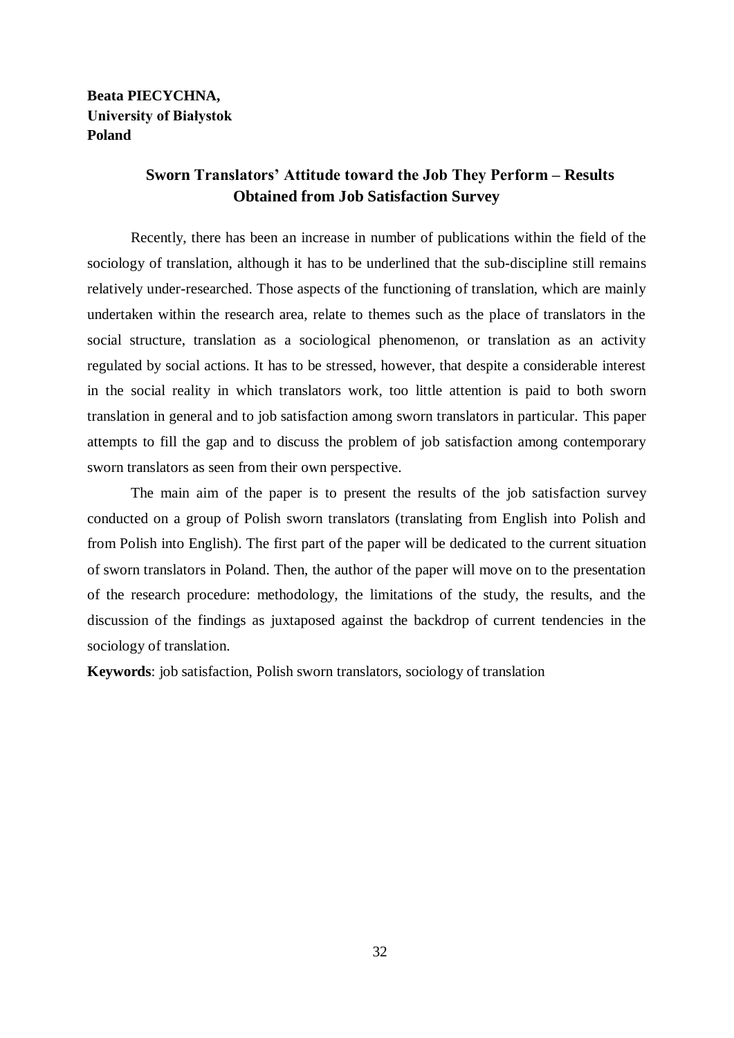**Beata PIECYCHNA,**
**University of Białystok**
**Poland**

## Sworn Translators' Attitude toward the Job They Perform – Results Obtained from Job Satisfaction Survey

Recently, there has been an increase in number of publications within the field of the sociology of translation, although it has to be underlined that the sub-discipline still remains relatively under-researched. Those aspects of the functioning of translation, which are mainly undertaken within the research area, relate to themes such as the place of translators in the social structure, translation as a sociological phenomenon, or translation as an activity regulated by social actions. It has to be stressed, however, that despite a considerable interest in the social reality in which translators work, too little attention is paid to both sworn translation in general and to job satisfaction among sworn translators in particular. This paper attempts to fill the gap and to discuss the problem of job satisfaction among contemporary sworn translators as seen from their own perspective.

The main aim of the paper is to present the results of the job satisfaction survey conducted on a group of Polish sworn translators (translating from English into Polish and from Polish into English). The first part of the paper will be dedicated to the current situation of sworn translators in Poland. Then, the author of the paper will move on to the presentation of the research procedure: methodology, the limitations of the study, the results, and the discussion of the findings as juxtaposed against the backdrop of current tendencies in the sociology of translation.

**Keywords**: job satisfaction, Polish sworn translators, sociology of translation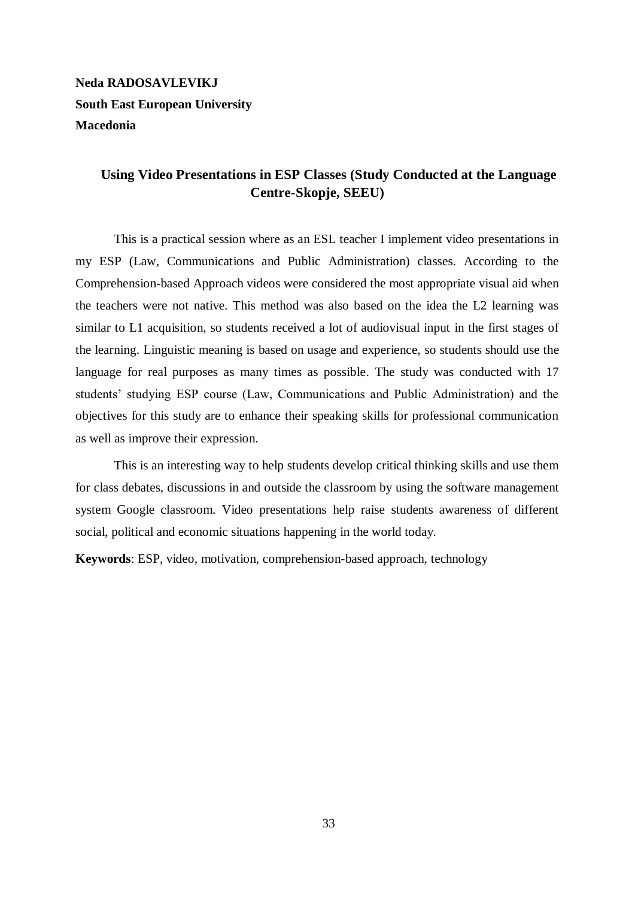**Neda RADOSAVLEVIKJ**
**South East European University**
**Macedonia**

## Using Video Presentations in ESP Classes (Study Conducted at the Language Centre-Skopje, SEEU)

This is a practical session where as an ESL teacher I implement video presentations in my ESP (Law, Communications and Public Administration) classes. According to the Comprehension-based Approach videos were considered the most appropriate visual aid when the teachers were not native. This method was also based on the idea the L2 learning was similar to L1 acquisition, so students received a lot of audiovisual input in the first stages of the learning. Linguistic meaning is based on usage and experience, so students should use the language for real purposes as many times as possible. The study was conducted with 17 students' studying ESP course (Law, Communications and Public Administration) and the objectives for this study are to enhance their speaking skills for professional communication as well as improve their expression.

This is an interesting way to help students develop critical thinking skills and use them for class debates, discussions in and outside the classroom by using the software management system Google classroom. Video presentations help raise students awareness of different social, political and economic situations happening in the world today.

**Keywords**: ESP, video, motivation, comprehension-based approach, technology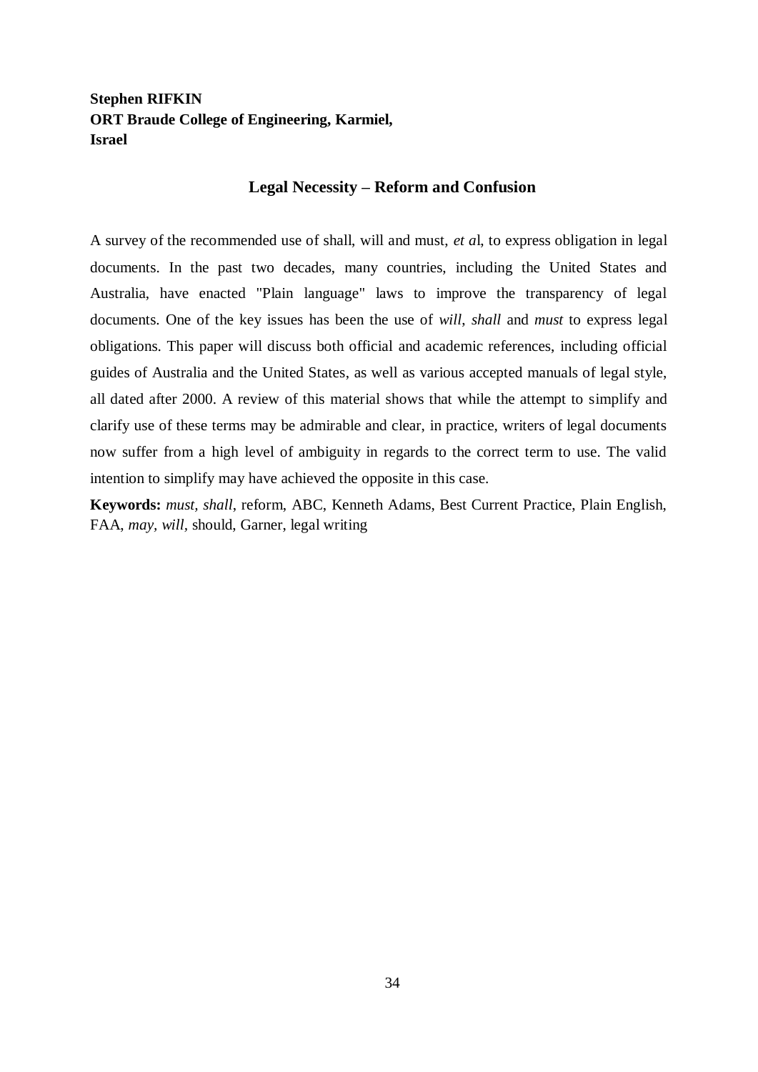**Stephen RIFKIN**
**ORT Braude College of Engineering, Karmiel, Israel**

## Legal Necessity – Reform and Confusion

A survey of the recommended use of shall, will and must, *et a*l, to express obligation in legal documents. In the past two decades, many countries, including the United States and Australia, have enacted "Plain language" laws to improve the transparency of legal documents. One of the key issues has been the use of *will*, *shall* and *must* to express legal obligations. This paper will discuss both official and academic references, including official guides of Australia and the United States, as well as various accepted manuals of legal style, all dated after 2000. A review of this material shows that while the attempt to simplify and clarify use of these terms may be admirable and clear, in practice, writers of legal documents now suffer from a high level of ambiguity in regards to the correct term to use. The valid intention to simplify may have achieved the opposite in this case.

**Keywords:** *must, shall*, reform, ABC, Kenneth Adams, Best Current Practice, Plain English, FAA, *may, will*, should, Garner, legal writing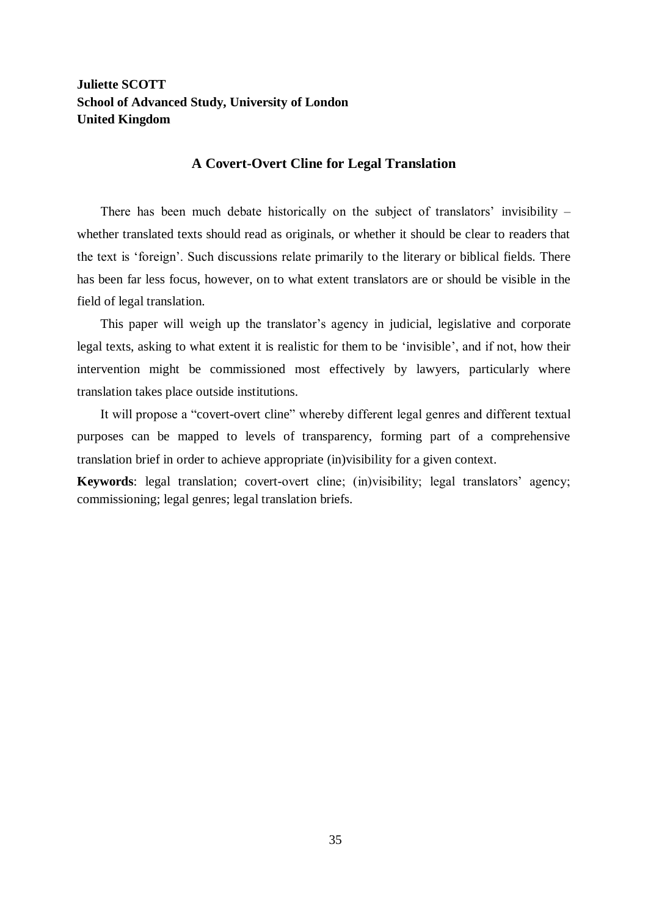**Juliette SCOTT**
**School of Advanced Study, University of London**
**United Kingdom**

## A Covert-Overt Cline for Legal Translation

There has been much debate historically on the subject of translators' invisibility – whether translated texts should read as originals, or whether it should be clear to readers that the text is 'foreign'. Such discussions relate primarily to the literary or biblical fields. There has been far less focus, however, on to what extent translators are or should be visible in the field of legal translation.

This paper will weigh up the translator's agency in judicial, legislative and corporate legal texts, asking to what extent it is realistic for them to be 'invisible', and if not, how their intervention might be commissioned most effectively by lawyers, particularly where translation takes place outside institutions.

It will propose a "covert-overt cline" whereby different legal genres and different textual purposes can be mapped to levels of transparency, forming part of a comprehensive translation brief in order to achieve appropriate (in)visibility for a given context.

**Keywords**: legal translation; covert-overt cline; (in)visibility; legal translators' agency; commissioning; legal genres; legal translation briefs.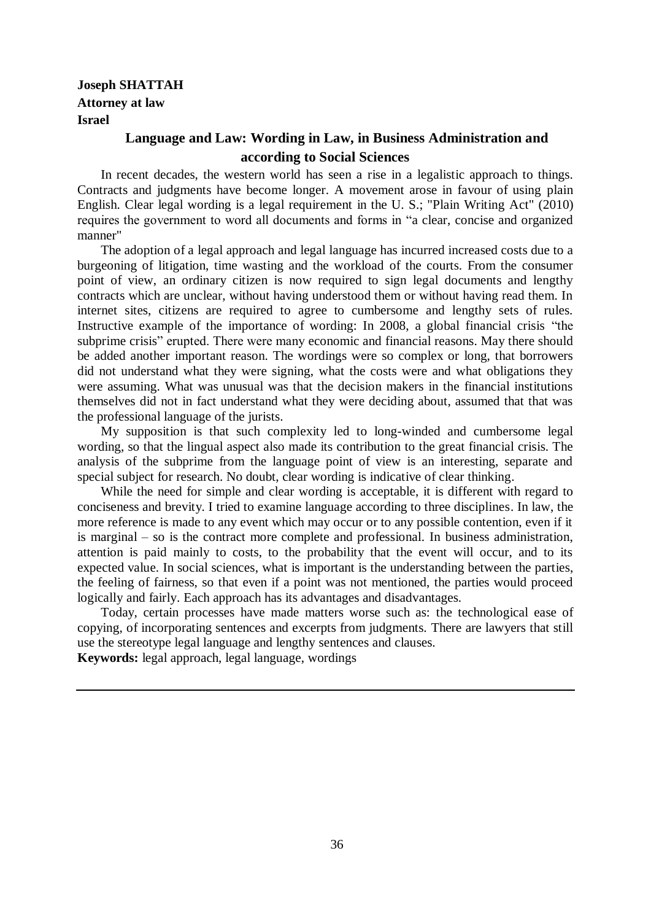**Joseph SHATTAH**
**Attorney at law**
**Israel**

## Language and Law: Wording in Law, in Business Administration and according to Social Sciences

In recent decades, the western world has seen a rise in a legalistic approach to things. Contracts and judgments have become longer. A movement arose in favour of using plain English. Clear legal wording is a legal requirement in the U. S.; "Plain Writing Act" (2010) requires the government to word all documents and forms in "a clear, concise and organized manner"

The adoption of a legal approach and legal language has incurred increased costs due to a burgeoning of litigation, time wasting and the workload of the courts. From the consumer point of view, an ordinary citizen is now required to sign legal documents and lengthy contracts which are unclear, without having understood them or without having read them. In internet sites, citizens are required to agree to cumbersome and lengthy sets of rules. Instructive example of the importance of wording: In 2008, a global financial crisis "the subprime crisis" erupted. There were many economic and financial reasons. May there should be added another important reason. The wordings were so complex or long, that borrowers did not understand what they were signing, what the costs were and what obligations they were assuming. What was unusual was that the decision makers in the financial institutions themselves did not in fact understand what they were deciding about, assumed that that was the professional language of the jurists.

My supposition is that such complexity led to long-winded and cumbersome legal wording, so that the lingual aspect also made its contribution to the great financial crisis. The analysis of the subprime from the language point of view is an interesting, separate and special subject for research. No doubt, clear wording is indicative of clear thinking.

While the need for simple and clear wording is acceptable, it is different with regard to conciseness and brevity. I tried to examine language according to three disciplines. In law, the more reference is made to any event which may occur or to any possible contention, even if it is marginal – so is the contract more complete and professional. In business administration, attention is paid mainly to costs, to the probability that the event will occur, and to its expected value. In social sciences, what is important is the understanding between the parties, the feeling of fairness, so that even if a point was not mentioned, the parties would proceed logically and fairly. Each approach has its advantages and disadvantages.

Today, certain processes have made matters worse such as: the technological ease of copying, of incorporating sentences and excerpts from judgments. There are lawyers that still use the stereotype legal language and lengthy sentences and clauses.

**Keywords:** legal approach, legal language, wordings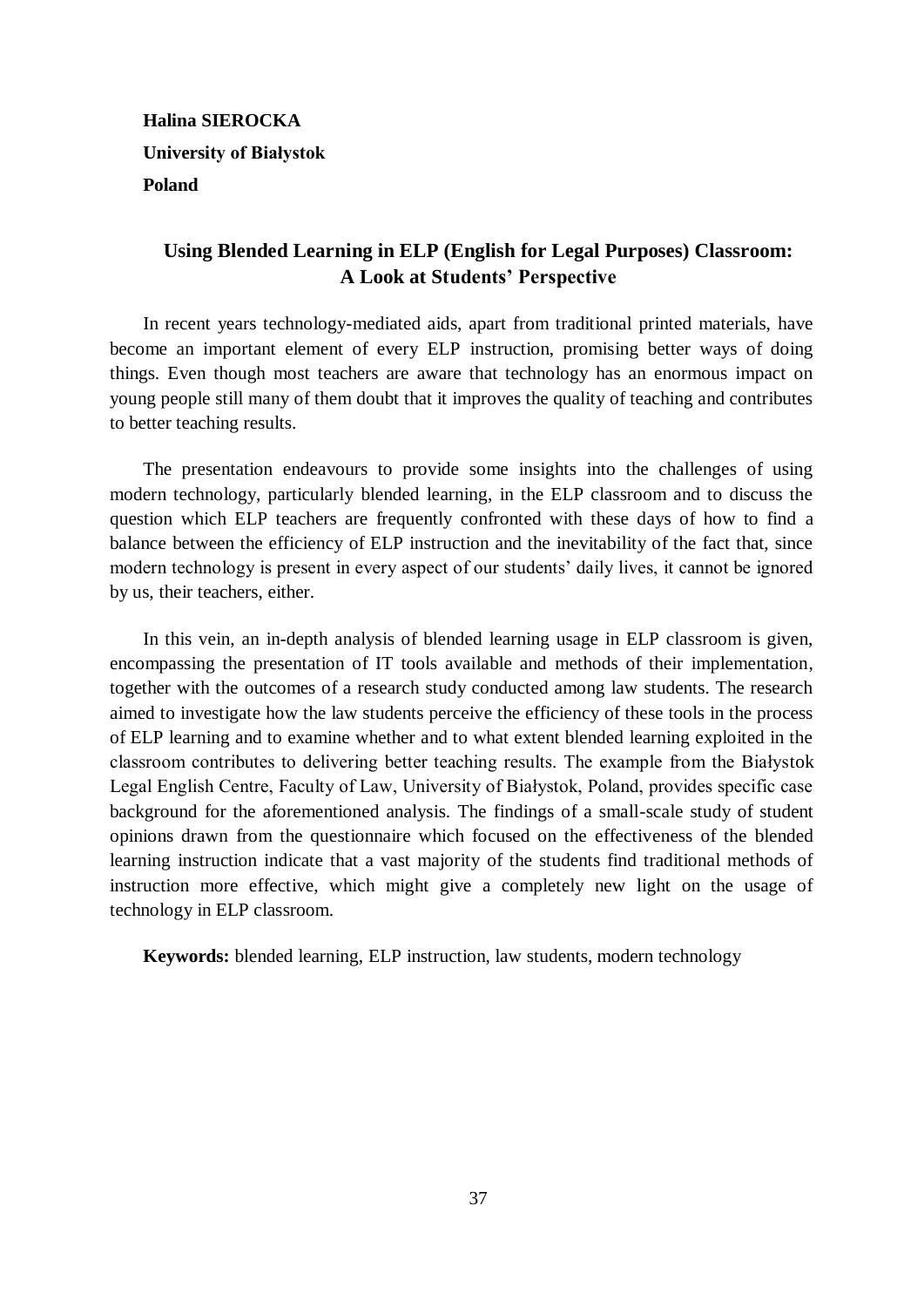**Halina SIEROCKA**

**University of Białystok**

**Poland**

## Using Blended Learning in ELP (English for Legal Purposes) Classroom: A Look at Students' Perspective

In recent years technology-mediated aids, apart from traditional printed materials, have become an important element of every ELP instruction, promising better ways of doing things. Even though most teachers are aware that technology has an enormous impact on young people still many of them doubt that it improves the quality of teaching and contributes to better teaching results.

The presentation endeavours to provide some insights into the challenges of using modern technology, particularly blended learning, in the ELP classroom and to discuss the question which ELP teachers are frequently confronted with these days of how to find a balance between the efficiency of ELP instruction and the inevitability of the fact that, since modern technology is present in every aspect of our students' daily lives, it cannot be ignored by us, their teachers, either.

In this vein, an in-depth analysis of blended learning usage in ELP classroom is given, encompassing the presentation of IT tools available and methods of their implementation, together with the outcomes of a research study conducted among law students. The research aimed to investigate how the law students perceive the efficiency of these tools in the process of ELP learning and to examine whether and to what extent blended learning exploited in the classroom contributes to delivering better teaching results. The example from the Białystok Legal English Centre, Faculty of Law, University of Białystok, Poland, provides specific case background for the aforementioned analysis. The findings of a small-scale study of student opinions drawn from the questionnaire which focused on the effectiveness of the blended learning instruction indicate that a vast majority of the students find traditional methods of instruction more effective, which might give a completely new light on the usage of technology in ELP classroom.

**Keywords:** blended learning, ELP instruction, law students, modern technology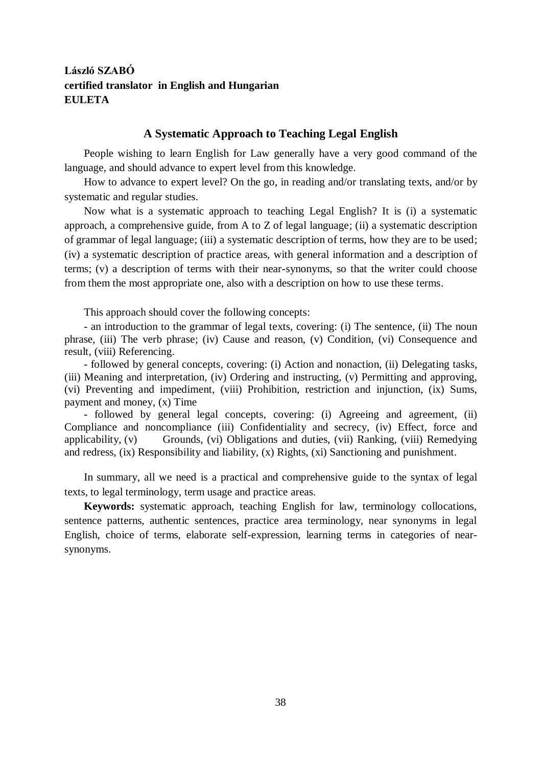**László SZABÓ**
**certified translator in English and Hungarian**
**EULETA**

## A Systematic Approach to Teaching Legal English

People wishing to learn English for Law generally have a very good command of the language, and should advance to expert level from this knowledge.

How to advance to expert level? On the go, in reading and/or translating texts, and/or by systematic and regular studies.

Now what is a systematic approach to teaching Legal English? It is (i) a systematic approach, a comprehensive guide, from A to Z of legal language; (ii) a systematic description of grammar of legal language; (iii) a systematic description of terms, how they are to be used; (iv) a systematic description of practice areas, with general information and a description of terms; (v) a description of terms with their near-synonyms, so that the writer could choose from them the most appropriate one, also with a description on how to use these terms.

This approach should cover the following concepts:

- an introduction to the grammar of legal texts, covering: (i) The sentence, (ii) The noun phrase, (iii) The verb phrase; (iv) Cause and reason, (v) Condition, (vi) Consequence and result, (viii) Referencing.
- followed by general concepts, covering: (i) Action and nonaction, (ii) Delegating tasks, (iii) Meaning and interpretation, (iv) Ordering and instructing, (v) Permitting and approving, (vi) Preventing and impediment, (viii) Prohibition, restriction and injunction, (ix) Sums, payment and money, (x) Time
- followed by general legal concepts, covering: (i) Agreeing and agreement, (ii) Compliance and noncompliance (iii) Confidentiality and secrecy, (iv) Effect, force and applicability, (v) Grounds, (vi) Obligations and duties, (vii) Ranking, (viii) Remedying and redress, (ix) Responsibility and liability, (x) Rights, (xi) Sanctioning and punishment.

In summary, all we need is a practical and comprehensive guide to the syntax of legal texts, to legal terminology, term usage and practice areas.

**Keywords:** systematic approach, teaching English for law, terminology collocations, sentence patterns, authentic sentences, practice area terminology, near synonyms in legal English, choice of terms, elaborate self-expression, learning terms in categories of near-synonyms.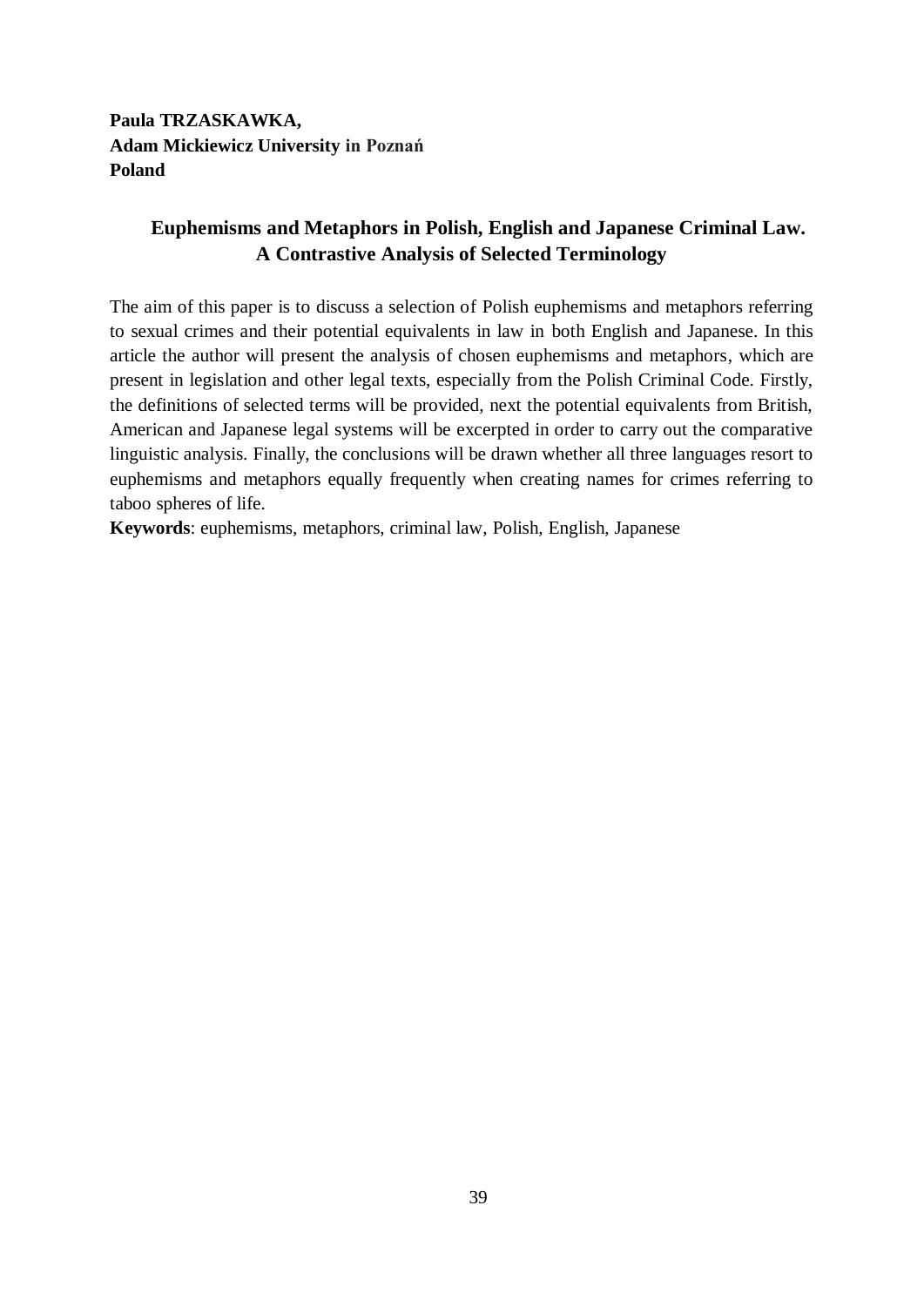**Paula TRZASKAWKA,**
**Adam Mickiewicz University in Poznań**
**Poland**

## Euphemisms and Metaphors in Polish, English and Japanese Criminal Law. A Contrastive Analysis of Selected Terminology

The aim of this paper is to discuss a selection of Polish euphemisms and metaphors referring to sexual crimes and their potential equivalents in law in both English and Japanese. In this article the author will present the analysis of chosen euphemisms and metaphors, which are present in legislation and other legal texts, especially from the Polish Criminal Code. Firstly, the definitions of selected terms will be provided, next the potential equivalents from British, American and Japanese legal systems will be excerpted in order to carry out the comparative linguistic analysis. Finally, the conclusions will be drawn whether all three languages resort to euphemisms and metaphors equally frequently when creating names for crimes referring to taboo spheres of life.

**Keywords**: euphemisms, metaphors, criminal law, Polish, English, Japanese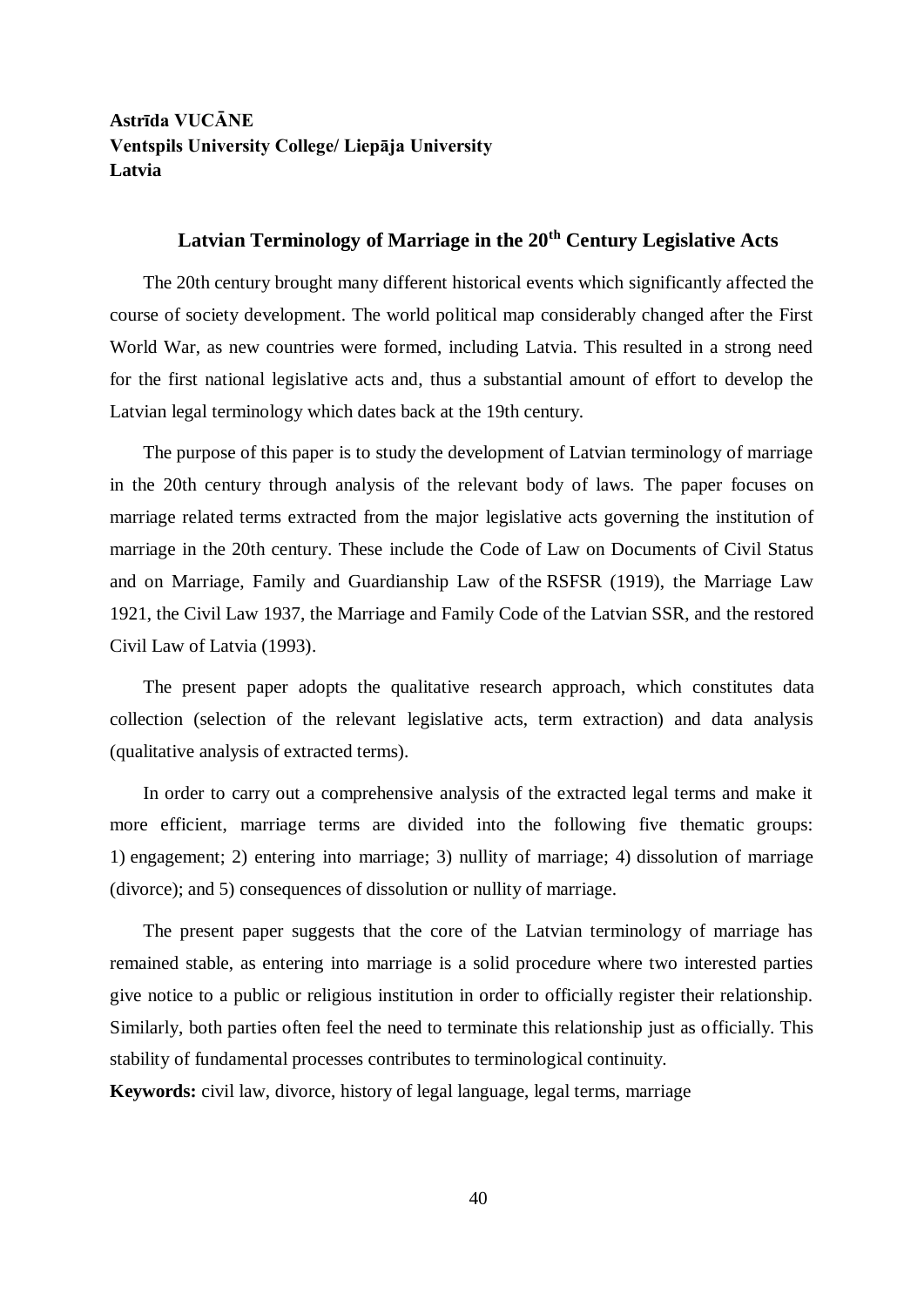**Astrīda VUCĀNE**
**Ventspils University College/ Liepāja University**
**Latvia**

## Latvian Terminology of Marriage in the 20th Century Legislative Acts

The 20th century brought many different historical events which significantly affected the course of society development. The world political map considerably changed after the First World War, as new countries were formed, including Latvia. This resulted in a strong need for the first national legislative acts and, thus a substantial amount of effort to develop the Latvian legal terminology which dates back at the 19th century.

The purpose of this paper is to study the development of Latvian terminology of marriage in the 20th century through analysis of the relevant body of laws. The paper focuses on marriage related terms extracted from the major legislative acts governing the institution of marriage in the 20th century. These include the Code of Law on Documents of Civil Status and on Marriage, Family and Guardianship Law of the RSFSR (1919), the Marriage Law 1921, the Civil Law 1937, the Marriage and Family Code of the Latvian SSR, and the restored Civil Law of Latvia (1993).

The present paper adopts the qualitative research approach, which constitutes data collection (selection of the relevant legislative acts, term extraction) and data analysis (qualitative analysis of extracted terms).

In order to carry out a comprehensive analysis of the extracted legal terms and make it more efficient, marriage terms are divided into the following five thematic groups: 1) engagement; 2) entering into marriage; 3) nullity of marriage; 4) dissolution of marriage (divorce); and 5) consequences of dissolution or nullity of marriage.

The present paper suggests that the core of the Latvian terminology of marriage has remained stable, as entering into marriage is a solid procedure where two interested parties give notice to a public or religious institution in order to officially register their relationship. Similarly, both parties often feel the need to terminate this relationship just as officially. This stability of fundamental processes contributes to terminological continuity.

**Keywords:** civil law, divorce, history of legal language, legal terms, marriage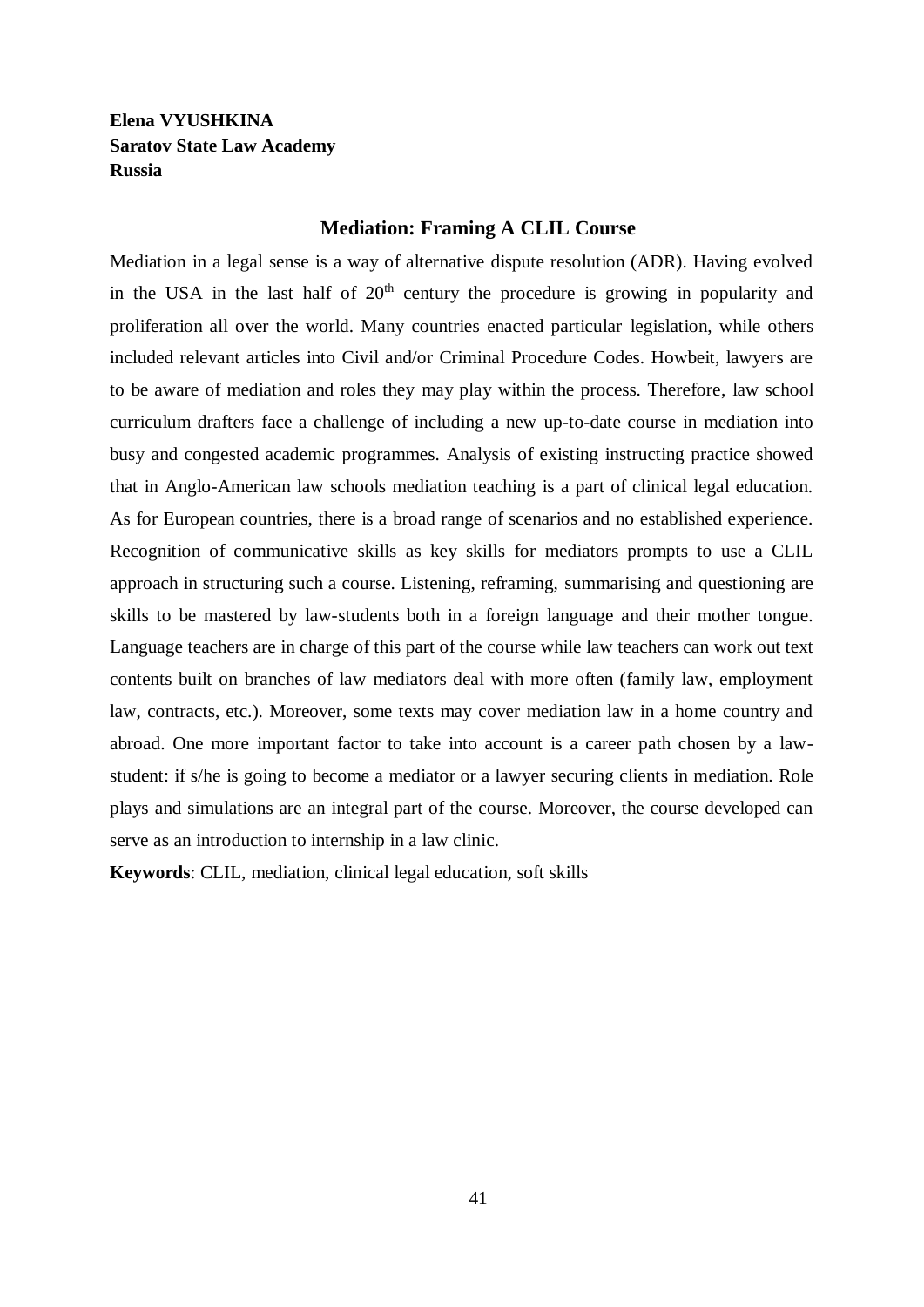**Elena VYUSHKINA**
**Saratov State Law Academy**
**Russia**

## Mediation: Framing A CLIL Course

Mediation in a legal sense is a way of alternative dispute resolution (ADR). Having evolved in the USA in the last half of 20th century the procedure is growing in popularity and proliferation all over the world. Many countries enacted particular legislation, while others included relevant articles into Civil and/or Criminal Procedure Codes. Howbeit, lawyers are to be aware of mediation and roles they may play within the process. Therefore, law school curriculum drafters face a challenge of including a new up-to-date course in mediation into busy and congested academic programmes. Analysis of existing instructing practice showed that in Anglo-American law schools mediation teaching is a part of clinical legal education. As for European countries, there is a broad range of scenarios and no established experience. Recognition of communicative skills as key skills for mediators prompts to use a CLIL approach in structuring such a course. Listening, reframing, summarising and questioning are skills to be mastered by law-students both in a foreign language and their mother tongue. Language teachers are in charge of this part of the course while law teachers can work out text contents built on branches of law mediators deal with more often (family law, employment law, contracts, etc.). Moreover, some texts may cover mediation law in a home country and abroad. One more important factor to take into account is a career path chosen by a law-student: if s/he is going to become a mediator or a lawyer securing clients in mediation. Role plays and simulations are an integral part of the course. Moreover, the course developed can serve as an introduction to internship in a law clinic.

**Keywords**: CLIL, mediation, clinical legal education, soft skills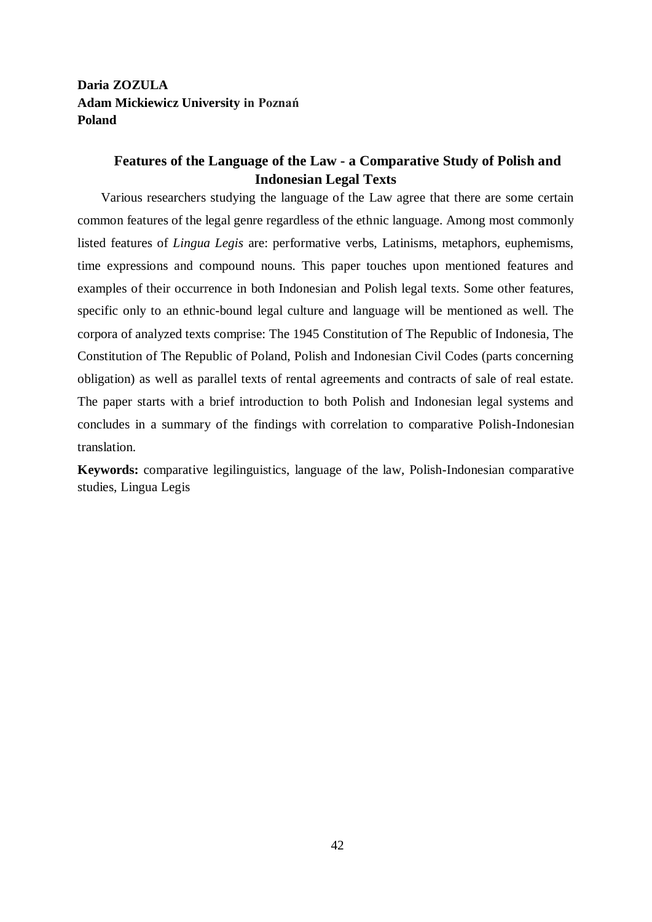**Daria ZOZULA**
**Adam Mickiewicz University in Poznań**
**Poland**

## Features of the Language of the Law - a Comparative Study of Polish and Indonesian Legal Texts

Various researchers studying the language of the Law agree that there are some certain common features of the legal genre regardless of the ethnic language. Among most commonly listed features of *Lingua Legis* are: performative verbs, Latinisms, metaphors, euphemisms, time expressions and compound nouns. This paper touches upon mentioned features and examples of their occurrence in both Indonesian and Polish legal texts. Some other features, specific only to an ethnic-bound legal culture and language will be mentioned as well. The corpora of analyzed texts comprise: The 1945 Constitution of The Republic of Indonesia, The Constitution of The Republic of Poland, Polish and Indonesian Civil Codes (parts concerning obligation) as well as parallel texts of rental agreements and contracts of sale of real estate. The paper starts with a brief introduction to both Polish and Indonesian legal systems and concludes in a summary of the findings with correlation to comparative Polish-Indonesian translation.

**Keywords:** comparative legilinguistics, language of the law, Polish-Indonesian comparative studies, Lingua Legis